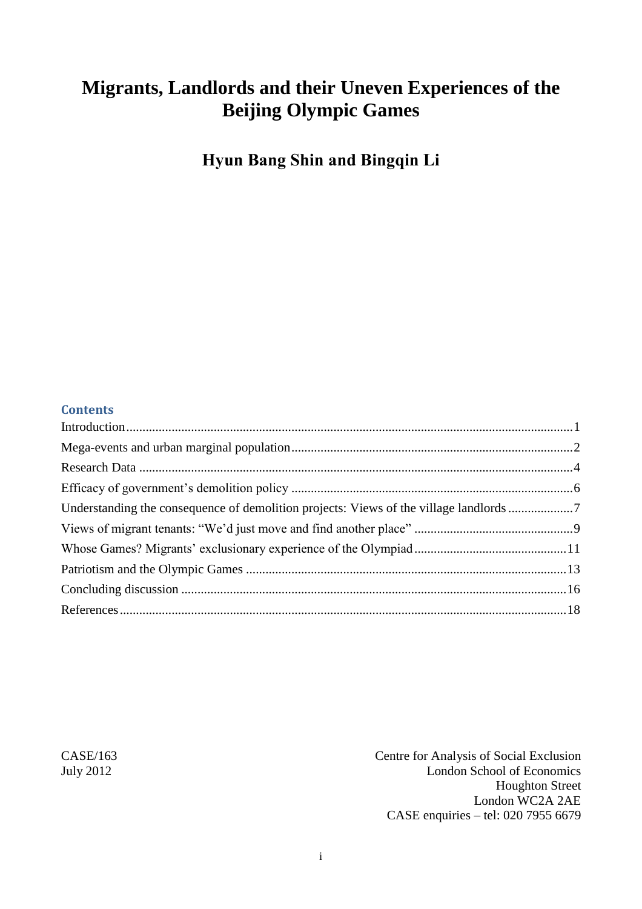# Migrants, Landlords and their Uneven Experiences of the Beijing Olympic Games

**Hyun Bang Shin and Bingqin Li**

## Contents

Introduction....1
Mega-events and urban marginal population....2
Research Data....4
Efficacy of government's demolition policy....6
Understanding the consequence of demolition projects: Views of the village landlords....7
Views of migrant tenants: "We'd just move and find another place"....9
Whose Games? Migrants' exclusionary experience of the Olympiad....11
Patriotism and the Olympic Games....13
Concluding discussion....16
References....18

CASE/163
July 2012

Centre for Analysis of Social Exclusion
London School of Economics
Houghton Street
London WC2A 2AE
CASE enquiries – tel: 020 7955 6679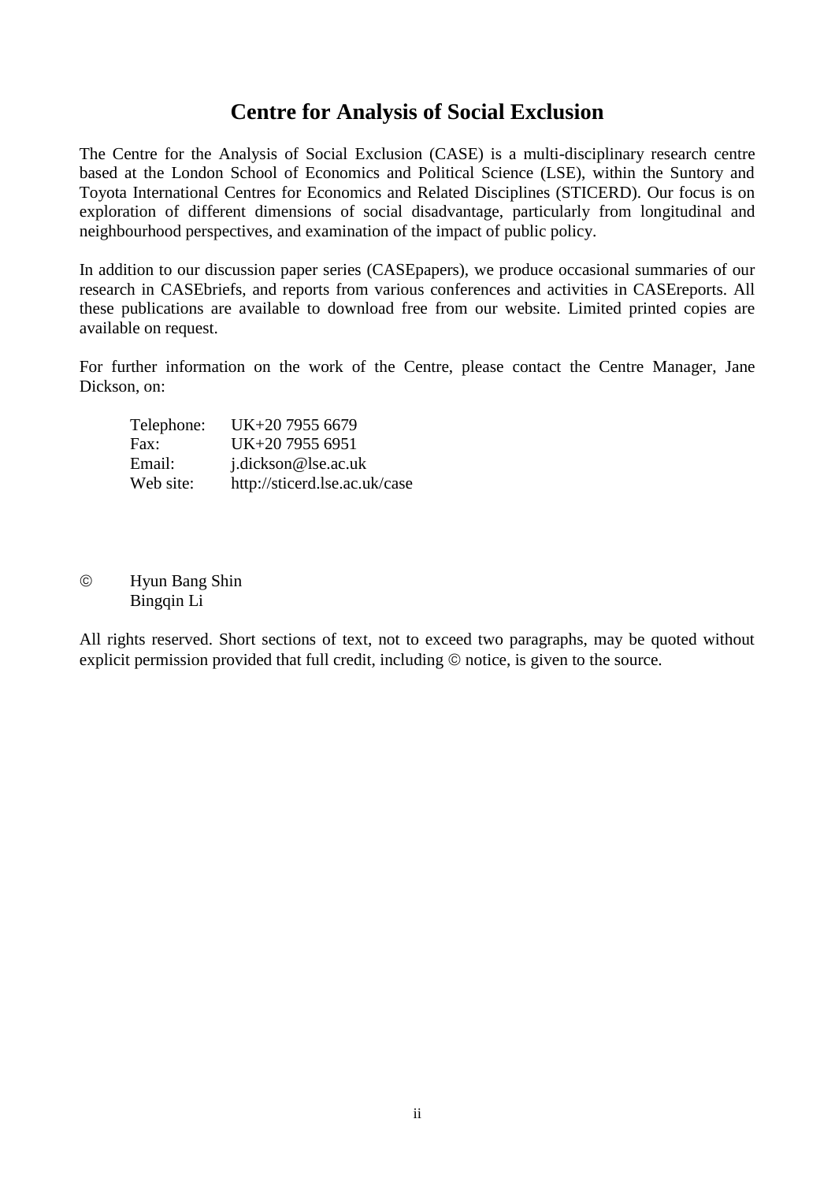# Centre for Analysis of Social Exclusion

The Centre for the Analysis of Social Exclusion (CASE) is a multi-disciplinary research centre based at the London School of Economics and Political Science (LSE), within the Suntory and Toyota International Centres for Economics and Related Disciplines (STICERD). Our focus is on exploration of different dimensions of social disadvantage, particularly from longitudinal and neighbourhood perspectives, and examination of the impact of public policy.

In addition to our discussion paper series (CASEpapers), we produce occasional summaries of our research in CASEbriefs, and reports from various conferences and activities in CASEreports. All these publications are available to download free from our website. Limited printed copies are available on request.

For further information on the work of the Centre, please contact the Centre Manager, Jane Dickson, on:

| | |
|---|---|
| Telephone: | UK+20 7955 6679 |
| Fax: | UK+20 7955 6951 |
| Email: | j.dickson@lse.ac.uk |
| Web site: | http://sticerd.lse.ac.uk/case |

© Hyun Bang Shin
Bingqin Li

All rights reserved. Short sections of text, not to exceed two paragraphs, may be quoted without explicit permission provided that full credit, including © notice, is given to the source.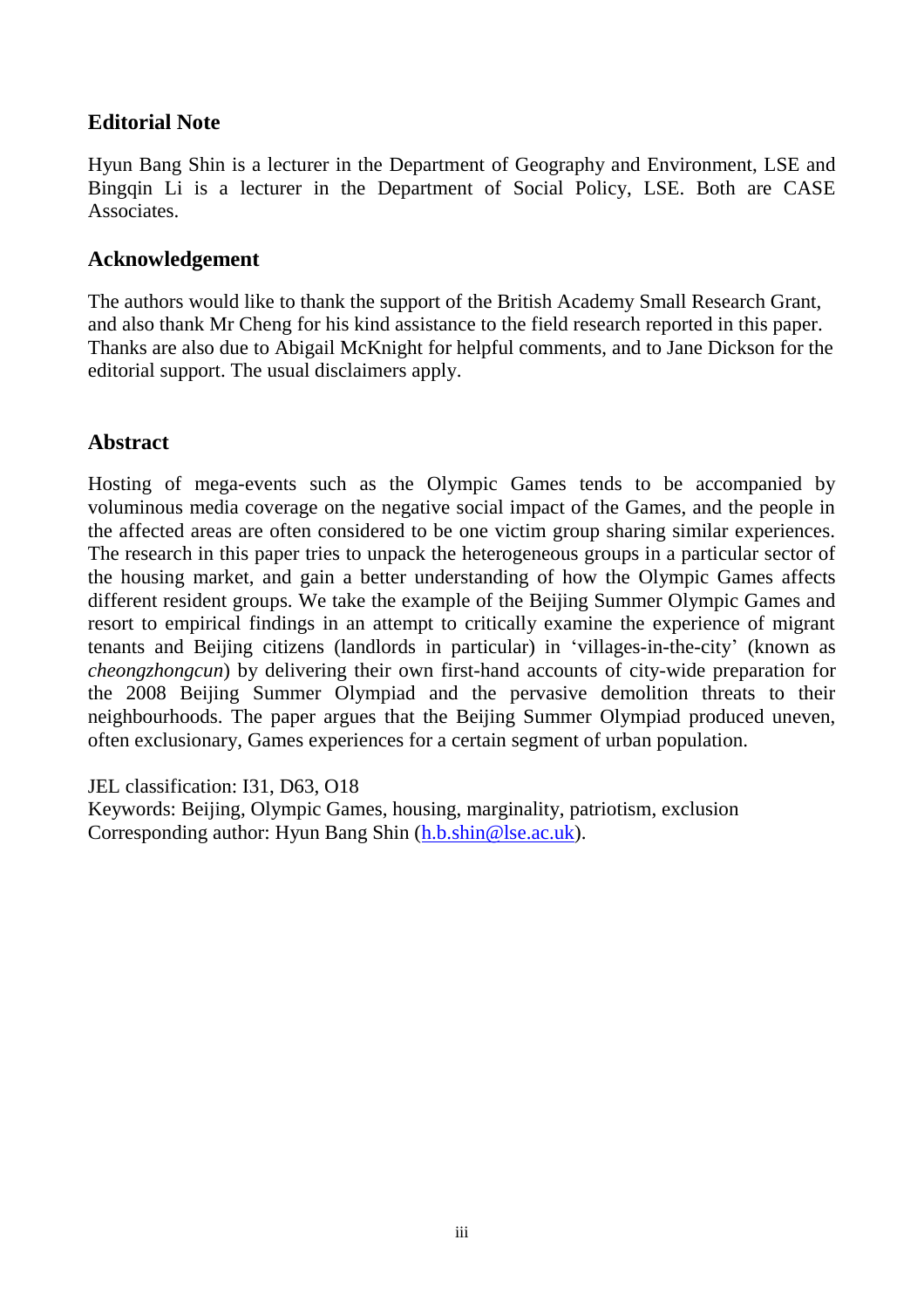## Editorial Note

Hyun Bang Shin is a lecturer in the Department of Geography and Environment, LSE and Bingqin Li is a lecturer in the Department of Social Policy, LSE. Both are CASE Associates.

## Acknowledgement

The authors would like to thank the support of the British Academy Small Research Grant, and also thank Mr Cheng for his kind assistance to the field research reported in this paper. Thanks are also due to Abigail McKnight for helpful comments, and to Jane Dickson for the editorial support. The usual disclaimers apply.

## Abstract

Hosting of mega-events such as the Olympic Games tends to be accompanied by voluminous media coverage on the negative social impact of the Games, and the people in the affected areas are often considered to be one victim group sharing similar experiences. The research in this paper tries to unpack the heterogeneous groups in a particular sector of the housing market, and gain a better understanding of how the Olympic Games affects different resident groups. We take the example of the Beijing Summer Olympic Games and resort to empirical findings in an attempt to critically examine the experience of migrant tenants and Beijing citizens (landlords in particular) in 'villages-in-the-city' (known as *cheongzhongcun*) by delivering their own first-hand accounts of city-wide preparation for the 2008 Beijing Summer Olympiad and the pervasive demolition threats to their neighbourhoods. The paper argues that the Beijing Summer Olympiad produced uneven, often exclusionary, Games experiences for a certain segment of urban population.

JEL classification: I31, D63, O18
Keywords: Beijing, Olympic Games, housing, marginality, patriotism, exclusion
Corresponding author: Hyun Bang Shin (h.b.shin@lse.ac.uk).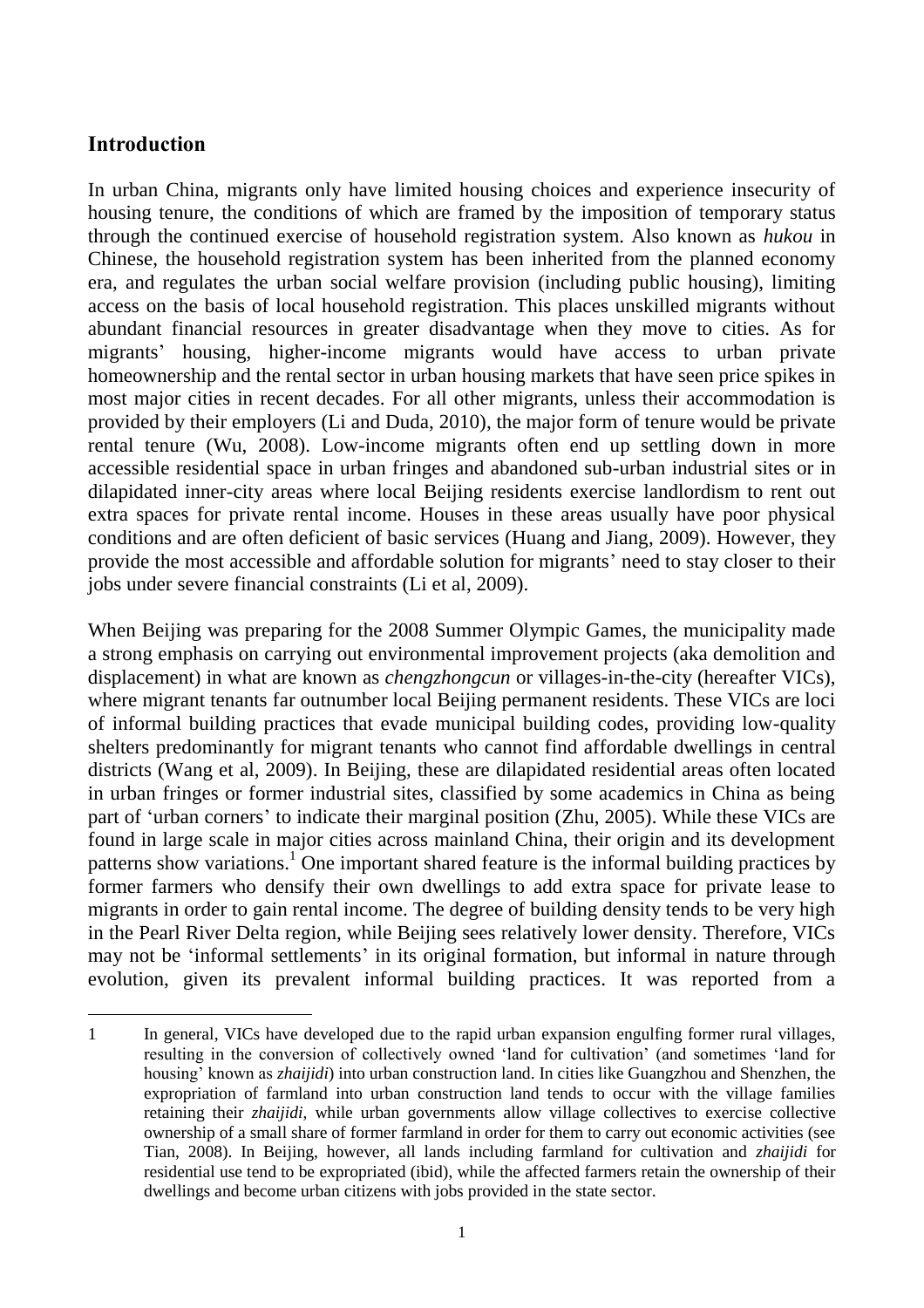## Introduction

In urban China, migrants only have limited housing choices and experience insecurity of housing tenure, the conditions of which are framed by the imposition of temporary status through the continued exercise of household registration system. Also known as *hukou* in Chinese, the household registration system has been inherited from the planned economy era, and regulates the urban social welfare provision (including public housing), limiting access on the basis of local household registration. This places unskilled migrants without abundant financial resources in greater disadvantage when they move to cities. As for migrants' housing, higher-income migrants would have access to urban private homeownership and the rental sector in urban housing markets that have seen price spikes in most major cities in recent decades. For all other migrants, unless their accommodation is provided by their employers (Li and Duda, 2010), the major form of tenure would be private rental tenure (Wu, 2008). Low-income migrants often end up settling down in more accessible residential space in urban fringes and abandoned sub-urban industrial sites or in dilapidated inner-city areas where local Beijing residents exercise landlordism to rent out extra spaces for private rental income. Houses in these areas usually have poor physical conditions and are often deficient of basic services (Huang and Jiang, 2009). However, they provide the most accessible and affordable solution for migrants' need to stay closer to their jobs under severe financial constraints (Li et al, 2009).

When Beijing was preparing for the 2008 Summer Olympic Games, the municipality made a strong emphasis on carrying out environmental improvement projects (aka demolition and displacement) in what are known as *chengzhongcun* or villages-in-the-city (hereafter VICs), where migrant tenants far outnumber local Beijing permanent residents. These VICs are loci of informal building practices that evade municipal building codes, providing low-quality shelters predominantly for migrant tenants who cannot find affordable dwellings in central districts (Wang et al, 2009). In Beijing, these are dilapidated residential areas often located in urban fringes or former industrial sites, classified by some academics in China as being part of 'urban corners' to indicate their marginal position (Zhu, 2005). While these VICs are found in large scale in major cities across mainland China, their origin and its development patterns show variations.[1] One important shared feature is the informal building practices by former farmers who densify their own dwellings to add extra space for private lease to migrants in order to gain rental income. The degree of building density tends to be very high in the Pearl River Delta region, while Beijing sees relatively lower density. Therefore, VICs may not be 'informal settlements' in its original formation, but informal in nature through evolution, given its prevalent informal building practices. It was reported from a

1 In general, VICs have developed due to the rapid urban expansion engulfing former rural villages, resulting in the conversion of collectively owned 'land for cultivation' (and sometimes 'land for housing' known as *zhaijidi*) into urban construction land. In cities like Guangzhou and Shenzhen, the expropriation of farmland into urban construction land tends to occur with the village families retaining their *zhaijidi*, while urban governments allow village collectives to exercise collective ownership of a small share of former farmland in order for them to carry out economic activities (see Tian, 2008). In Beijing, however, all lands including farmland for cultivation and *zhaijidi* for residential use tend to be expropriated (ibid), while the affected farmers retain the ownership of their dwellings and become urban citizens with jobs provided in the state sector.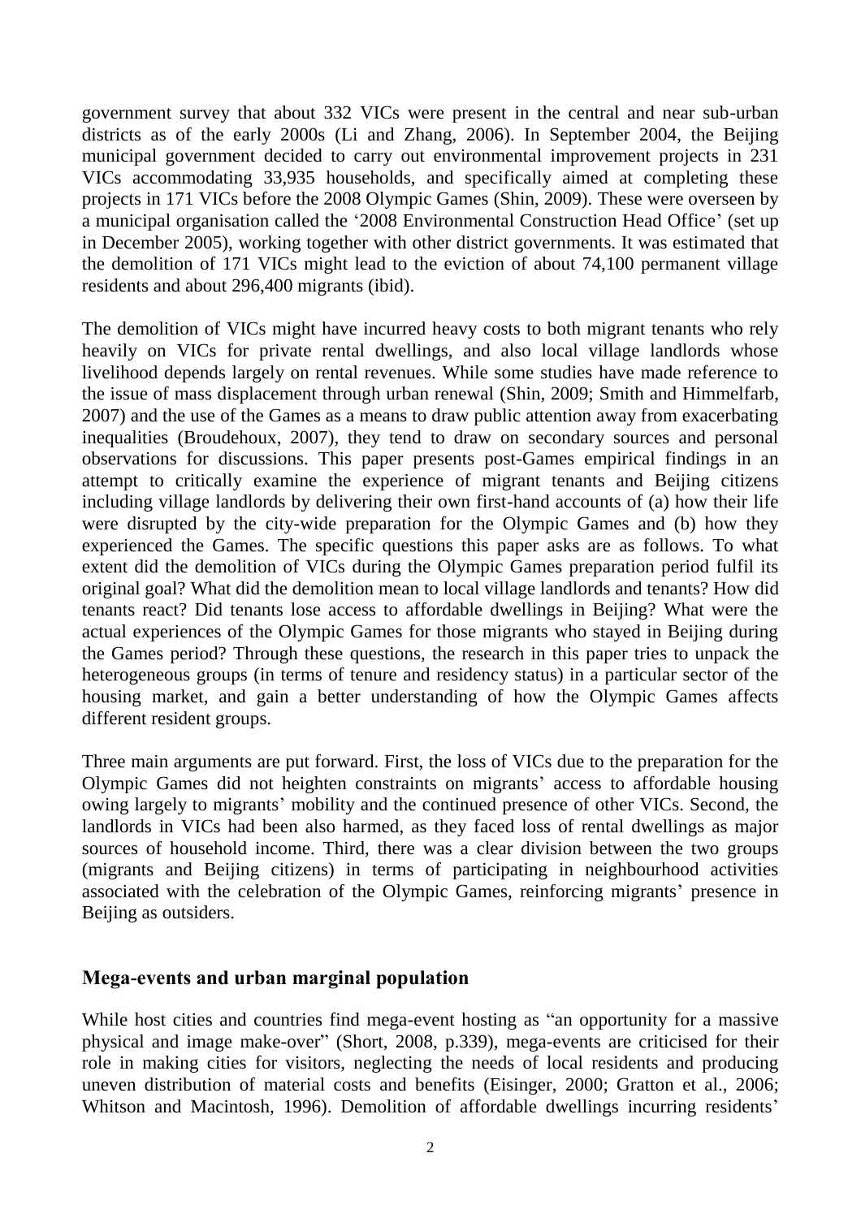government survey that about 332 VICs were present in the central and near sub-urban districts as of the early 2000s (Li and Zhang, 2006). In September 2004, the Beijing municipal government decided to carry out environmental improvement projects in 231 VICs accommodating 33,935 households, and specifically aimed at completing these projects in 171 VICs before the 2008 Olympic Games (Shin, 2009). These were overseen by a municipal organisation called the '2008 Environmental Construction Head Office' (set up in December 2005), working together with other district governments. It was estimated that the demolition of 171 VICs might lead to the eviction of about 74,100 permanent village residents and about 296,400 migrants (ibid).

The demolition of VICs might have incurred heavy costs to both migrant tenants who rely heavily on VICs for private rental dwellings, and also local village landlords whose livelihood depends largely on rental revenues. While some studies have made reference to the issue of mass displacement through urban renewal (Shin, 2009; Smith and Himmelfarb, 2007) and the use of the Games as a means to draw public attention away from exacerbating inequalities (Broudehoux, 2007), they tend to draw on secondary sources and personal observations for discussions. This paper presents post-Games empirical findings in an attempt to critically examine the experience of migrant tenants and Beijing citizens including village landlords by delivering their own first-hand accounts of (a) how their life were disrupted by the city-wide preparation for the Olympic Games and (b) how they experienced the Games. The specific questions this paper asks are as follows. To what extent did the demolition of VICs during the Olympic Games preparation period fulfil its original goal? What did the demolition mean to local village landlords and tenants? How did tenants react? Did tenants lose access to affordable dwellings in Beijing? What were the actual experiences of the Olympic Games for those migrants who stayed in Beijing during the Games period? Through these questions, the research in this paper tries to unpack the heterogeneous groups (in terms of tenure and residency status) in a particular sector of the housing market, and gain a better understanding of how the Olympic Games affects different resident groups.

Three main arguments are put forward. First, the loss of VICs due to the preparation for the Olympic Games did not heighten constraints on migrants' access to affordable housing owing largely to migrants' mobility and the continued presence of other VICs. Second, the landlords in VICs had been also harmed, as they faced loss of rental dwellings as major sources of household income. Third, there was a clear division between the two groups (migrants and Beijing citizens) in terms of participating in neighbourhood activities associated with the celebration of the Olympic Games, reinforcing migrants' presence in Beijing as outsiders.

## Mega-events and urban marginal population

While host cities and countries find mega-event hosting as "an opportunity for a massive physical and image make-over" (Short, 2008, p.339), mega-events are criticised for their role in making cities for visitors, neglecting the needs of local residents and producing uneven distribution of material costs and benefits (Eisinger, 2000; Gratton et al., 2006; Whitson and Macintosh, 1996). Demolition of affordable dwellings incurring residents'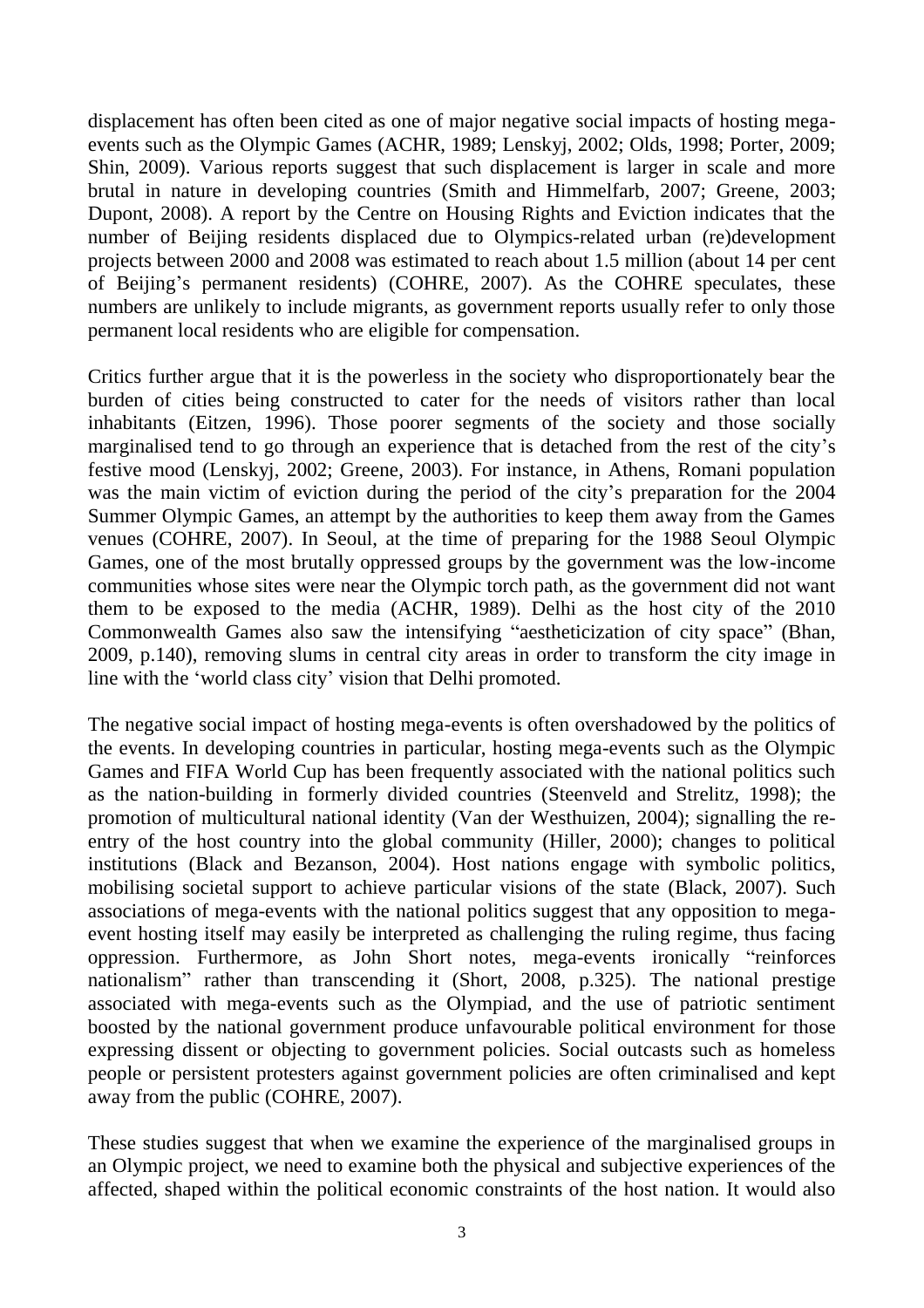displacement has often been cited as one of major negative social impacts of hosting mega-events such as the Olympic Games (ACHR, 1989; Lenskyj, 2002; Olds, 1998; Porter, 2009; Shin, 2009). Various reports suggest that such displacement is larger in scale and more brutal in nature in developing countries (Smith and Himmelfarb, 2007; Greene, 2003; Dupont, 2008). A report by the Centre on Housing Rights and Eviction indicates that the number of Beijing residents displaced due to Olympics-related urban (re)development projects between 2000 and 2008 was estimated to reach about 1.5 million (about 14 per cent of Beijing's permanent residents) (COHRE, 2007). As the COHRE speculates, these numbers are unlikely to include migrants, as government reports usually refer to only those permanent local residents who are eligible for compensation.

Critics further argue that it is the powerless in the society who disproportionately bear the burden of cities being constructed to cater for the needs of visitors rather than local inhabitants (Eitzen, 1996). Those poorer segments of the society and those socially marginalised tend to go through an experience that is detached from the rest of the city's festive mood (Lenskyj, 2002; Greene, 2003). For instance, in Athens, Romani population was the main victim of eviction during the period of the city's preparation for the 2004 Summer Olympic Games, an attempt by the authorities to keep them away from the Games venues (COHRE, 2007). In Seoul, at the time of preparing for the 1988 Seoul Olympic Games, one of the most brutally oppressed groups by the government was the low-income communities whose sites were near the Olympic torch path, as the government did not want them to be exposed to the media (ACHR, 1989). Delhi as the host city of the 2010 Commonwealth Games also saw the intensifying "aestheticization of city space" (Bhan, 2009, p.140), removing slums in central city areas in order to transform the city image in line with the 'world class city' vision that Delhi promoted.

The negative social impact of hosting mega-events is often overshadowed by the politics of the events. In developing countries in particular, hosting mega-events such as the Olympic Games and FIFA World Cup has been frequently associated with the national politics such as the nation-building in formerly divided countries (Steenveld and Strelitz, 1998); the promotion of multicultural national identity (Van der Westhuizen, 2004); signalling the re-entry of the host country into the global community (Hiller, 2000); changes to political institutions (Black and Bezanson, 2004). Host nations engage with symbolic politics, mobilising societal support to achieve particular visions of the state (Black, 2007). Such associations of mega-events with the national politics suggest that any opposition to mega-event hosting itself may easily be interpreted as challenging the ruling regime, thus facing oppression. Furthermore, as John Short notes, mega-events ironically "reinforces nationalism" rather than transcending it (Short, 2008, p.325). The national prestige associated with mega-events such as the Olympiad, and the use of patriotic sentiment boosted by the national government produce unfavourable political environment for those expressing dissent or objecting to government policies. Social outcasts such as homeless people or persistent protesters against government policies are often criminalised and kept away from the public (COHRE, 2007).

These studies suggest that when we examine the experience of the marginalised groups in an Olympic project, we need to examine both the physical and subjective experiences of the affected, shaped within the political economic constraints of the host nation. It would also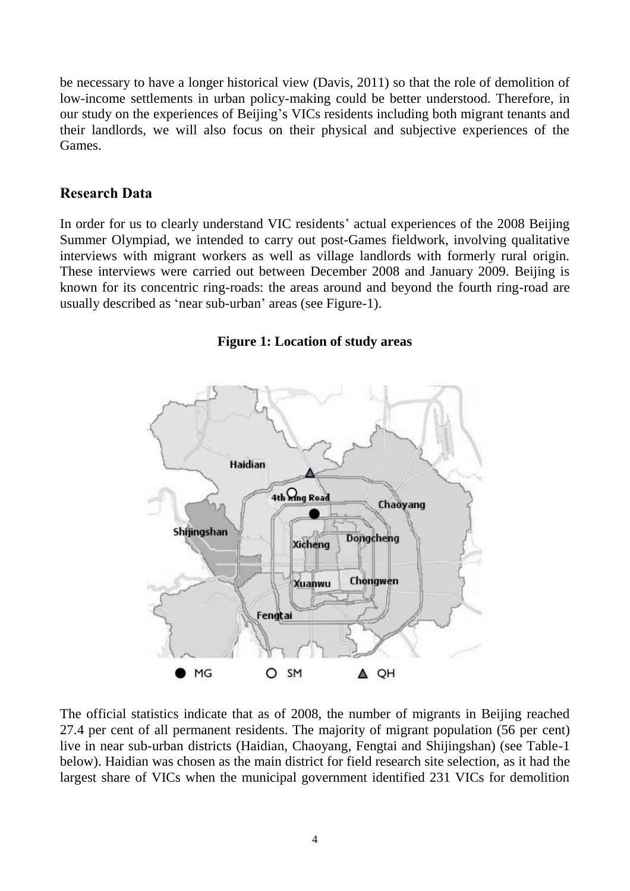be necessary to have a longer historical view (Davis, 2011) so that the role of demolition of low-income settlements in urban policy-making could be better understood. Therefore, in our study on the experiences of Beijing's VICs residents including both migrant tenants and their landlords, we will also focus on their physical and subjective experiences of the Games.

## Research Data

In order for us to clearly understand VIC residents' actual experiences of the 2008 Beijing Summer Olympiad, we intended to carry out post-Games fieldwork, involving qualitative interviews with migrant workers as well as village landlords with formerly rural origin. These interviews were carried out between December 2008 and January 2009. Beijing is known for its concentric ring-roads: the areas around and beyond the fourth ring-road are usually described as 'near sub-urban' areas (see Figure-1).

**Figure 1: Location of study areas**

The official statistics indicate that as of 2008, the number of migrants in Beijing reached 27.4 per cent of all permanent residents. The majority of migrant population (56 per cent) live in near sub-urban districts (Haidian, Chaoyang, Fengtai and Shijingshan) (see Table-1 below). Haidian was chosen as the main district for field research site selection, as it had the largest share of VICs when the municipal government identified 231 VICs for demolition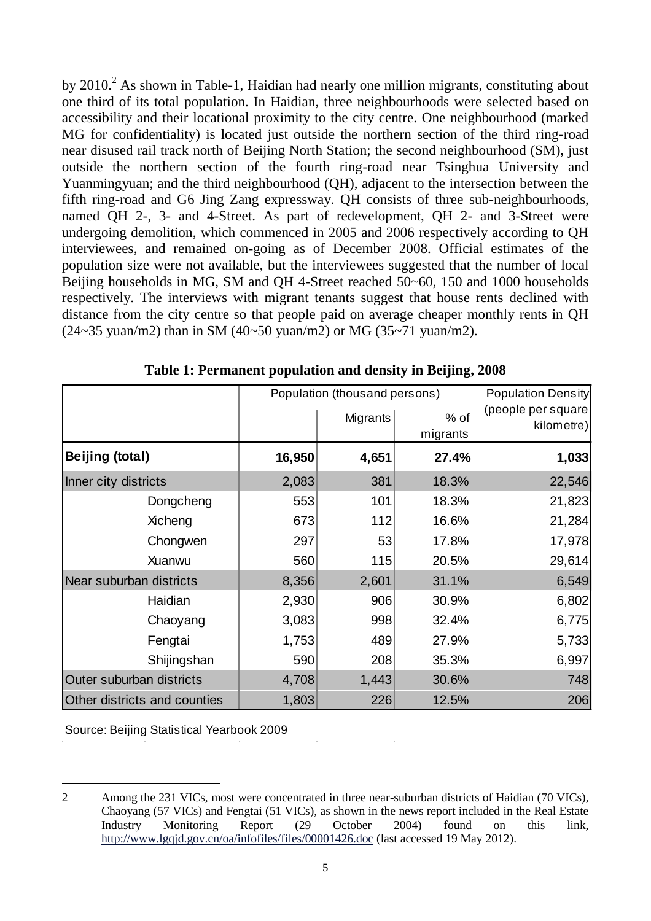by 2010.[2] As shown in Table-1, Haidian had nearly one million migrants, constituting about one third of its total population. In Haidian, three neighbourhoods were selected based on accessibility and their locational proximity to the city centre. One neighbourhood (marked MG for confidentiality) is located just outside the northern section of the third ring-road near disused rail track north of Beijing North Station; the second neighbourhood (SM), just outside the northern section of the fourth ring-road near Tsinghua University and Yuanmingyuan; and the third neighbourhood (QH), adjacent to the intersection between the fifth ring-road and G6 Jing Zang expressway. QH consists of three sub-neighbourhoods, named QH 2-, 3- and 4-Street. As part of redevelopment, QH 2- and 3-Street were undergoing demolition, which commenced in 2005 and 2006 respectively according to QH interviewees, and remained on-going as of December 2008. Official estimates of the population size were not available, but the interviewees suggested that the number of local Beijing households in MG, SM and QH 4-Street reached 50~60, 150 and 1000 households respectively. The interviews with migrant tenants suggest that house rents declined with distance from the city centre so that people paid on average cheaper monthly rents in QH (24~35 yuan/m2) than in SM (40~50 yuan/m2) or MG (35~71 yuan/m2).

**Table 1: Permanent population and density in Beijing, 2008**

| | Population (thousand persons) | | | Population Density (people per square kilometre) |
|---|---|---|---|---|
| | | Migrants | % of migrants | |
| **Beijing (total)** | **16,950** | **4,651** | **27.4%** | **1,033** |
| Inner city districts | 2,083 | 381 | 18.3% | 22,546 |
| Dongcheng | 553 | 101 | 18.3% | 21,823 |
| Xicheng | 673 | 112 | 16.6% | 21,284 |
| Chongwen | 297 | 53 | 17.8% | 17,978 |
| Xuanwu | 560 | 115 | 20.5% | 29,614 |
| Near suburban districts | 8,356 | 2,601 | 31.1% | 6,549 |
| Haidian | 2,930 | 906 | 30.9% | 6,802 |
| Chaoyang | 3,083 | 998 | 32.4% | 6,775 |
| Fengtai | 1,753 | 489 | 27.9% | 5,733 |
| Shijingshan | 590 | 208 | 35.3% | 6,997 |
| Outer suburban districts | 4,708 | 1,443 | 30.6% | 748 |
| Other districts and counties | 1,803 | 226 | 12.5% | 206 |

Source: Beijing Statistical Yearbook 2009

---

2 Among the 231 VICs, most were concentrated in three near-suburban districts of Haidian (70 VICs), Chaoyang (57 VICs) and Fengtai (51 VICs), as shown in the news report included in the Real Estate Industry Monitoring Report (29 October 2004) found on this link, http://www.lgqjd.gov.cn/oa/infofiles/files/00001426.doc (last accessed 19 May 2012).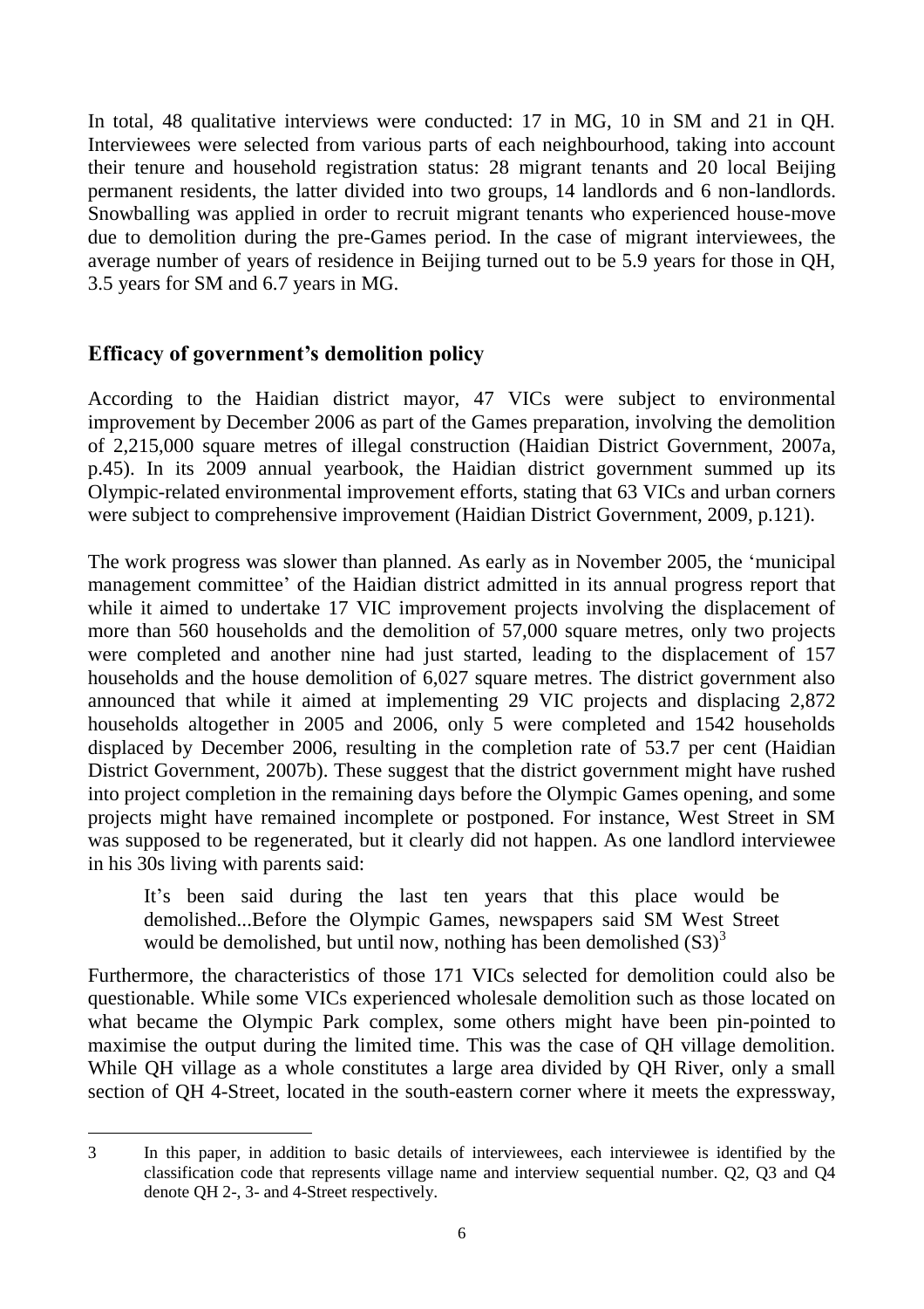In total, 48 qualitative interviews were conducted: 17 in MG, 10 in SM and 21 in QH. Interviewees were selected from various parts of each neighbourhood, taking into account their tenure and household registration status: 28 migrant tenants and 20 local Beijing permanent residents, the latter divided into two groups, 14 landlords and 6 non-landlords. Snowballing was applied in order to recruit migrant tenants who experienced house-move due to demolition during the pre-Games period. In the case of migrant interviewees, the average number of years of residence in Beijing turned out to be 5.9 years for those in QH, 3.5 years for SM and 6.7 years in MG.

## Efficacy of government's demolition policy

According to the Haidian district mayor, 47 VICs were subject to environmental improvement by December 2006 as part of the Games preparation, involving the demolition of 2,215,000 square metres of illegal construction (Haidian District Government, 2007a, p.45). In its 2009 annual yearbook, the Haidian district government summed up its Olympic-related environmental improvement efforts, stating that 63 VICs and urban corners were subject to comprehensive improvement (Haidian District Government, 2009, p.121).

The work progress was slower than planned. As early as in November 2005, the 'municipal management committee' of the Haidian district admitted in its annual progress report that while it aimed to undertake 17 VIC improvement projects involving the displacement of more than 560 households and the demolition of 57,000 square metres, only two projects were completed and another nine had just started, leading to the displacement of 157 households and the house demolition of 6,027 square metres. The district government also announced that while it aimed at implementing 29 VIC projects and displacing 2,872 households altogether in 2005 and 2006, only 5 were completed and 1542 households displaced by December 2006, resulting in the completion rate of 53.7 per cent (Haidian District Government, 2007b). These suggest that the district government might have rushed into project completion in the remaining days before the Olympic Games opening, and some projects might have remained incomplete or postponed. For instance, West Street in SM was supposed to be regenerated, but it clearly did not happen. As one landlord interviewee in his 30s living with parents said:

> It's been said during the last ten years that this place would be demolished...Before the Olympic Games, newspapers said SM West Street would be demolished, but until now, nothing has been demolished (S3)[3]

Furthermore, the characteristics of those 171 VICs selected for demolition could also be questionable. While some VICs experienced wholesale demolition such as those located on what became the Olympic Park complex, some others might have been pin-pointed to maximise the output during the limited time. This was the case of QH village demolition. While QH village as a whole constitutes a large area divided by QH River, only a small section of QH 4-Street, located in the south-eastern corner where it meets the expressway,

3 In this paper, in addition to basic details of interviewees, each interviewee is identified by the classification code that represents village name and interview sequential number. Q2, Q3 and Q4 denote QH 2-, 3- and 4-Street respectively.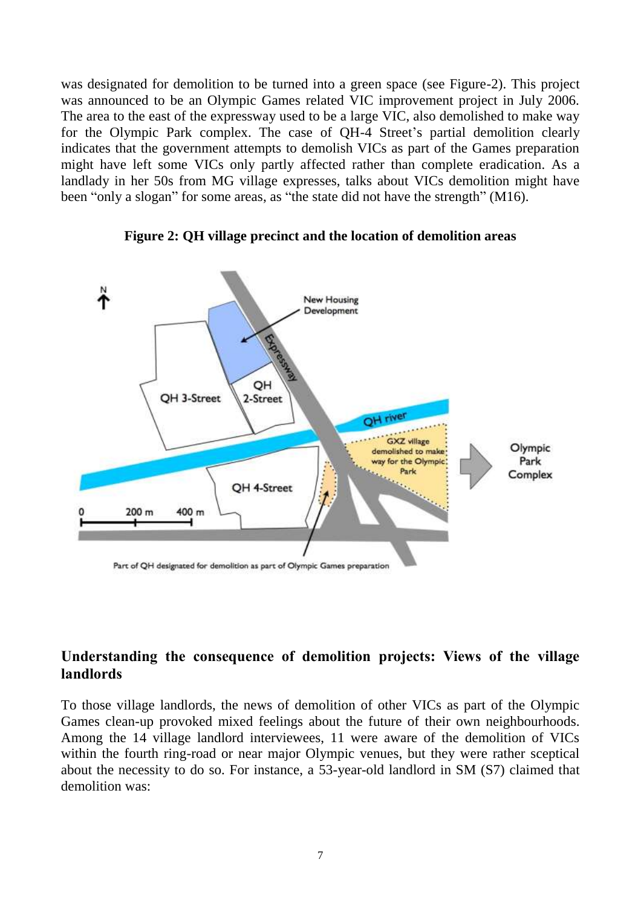was designated for demolition to be turned into a green space (see Figure-2). This project was announced to be an Olympic Games related VIC improvement project in July 2006. The area to the east of the expressway used to be a large VIC, also demolished to make way for the Olympic Park complex. The case of QH-4 Street's partial demolition clearly indicates that the government attempts to demolish VICs as part of the Games preparation might have left some VICs only partly affected rather than complete eradication. As a landlady in her 50s from MG village expresses, talks about VICs demolition might have been "only a slogan" for some areas, as "the state did not have the strength" (M16).

**Figure 2: QH village precinct and the location of demolition areas**

## Understanding the consequence of demolition projects: Views of the village landlords

To those village landlords, the news of demolition of other VICs as part of the Olympic Games clean-up provoked mixed feelings about the future of their own neighbourhoods. Among the 14 village landlord interviewees, 11 were aware of the demolition of VICs within the fourth ring-road or near major Olympic venues, but they were rather sceptical about the necessity to do so. For instance, a 53-year-old landlord in SM (S7) claimed that demolition was: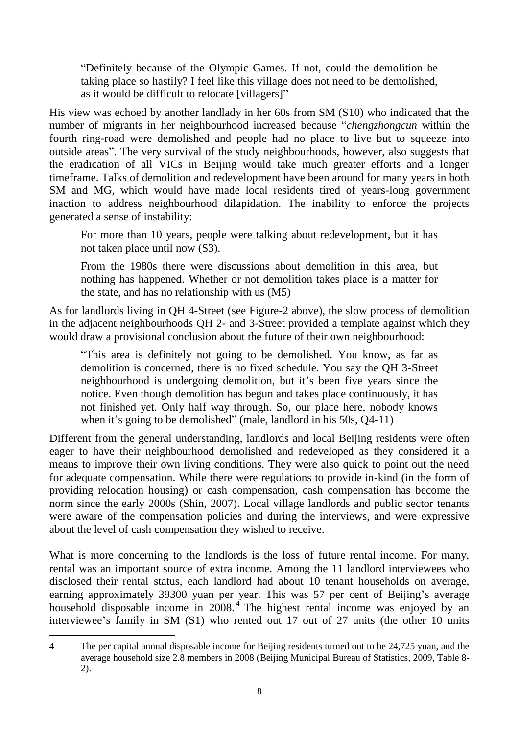> "Definitely because of the Olympic Games. If not, could the demolition be taking place so hastily? I feel like this village does not need to be demolished, as it would be difficult to relocate [villagers]"

His view was echoed by another landlady in her 60s from SM (S10) who indicated that the number of migrants in her neighbourhood increased because "*chengzhongcun* within the fourth ring-road were demolished and people had no place to live but to squeeze into outside areas". The very survival of the study neighbourhoods, however, also suggests that the eradication of all VICs in Beijing would take much greater efforts and a longer timeframe. Talks of demolition and redevelopment have been around for many years in both SM and MG, which would have made local residents tired of years-long government inaction to address neighbourhood dilapidation. The inability to enforce the projects generated a sense of instability:

> For more than 10 years, people were talking about redevelopment, but it has not taken place until now (S3).

> From the 1980s there were discussions about demolition in this area, but nothing has happened. Whether or not demolition takes place is a matter for the state, and has no relationship with us (M5)

As for landlords living in QH 4-Street (see Figure-2 above), the slow process of demolition in the adjacent neighbourhoods QH 2- and 3-Street provided a template against which they would draw a provisional conclusion about the future of their own neighbourhood:

> "This area is definitely not going to be demolished. You know, as far as demolition is concerned, there is no fixed schedule. You say the QH 3-Street neighbourhood is undergoing demolition, but it's been five years since the notice. Even though demolition has begun and takes place continuously, it has not finished yet. Only half way through. So, our place here, nobody knows when it's going to be demolished" (male, landlord in his 50s, Q4-11)

Different from the general understanding, landlords and local Beijing residents were often eager to have their neighbourhood demolished and redeveloped as they considered it a means to improve their own living conditions. They were also quick to point out the need for adequate compensation. While there were regulations to provide in-kind (in the form of providing relocation housing) or cash compensation, cash compensation has become the norm since the early 2000s (Shin, 2007). Local village landlords and public sector tenants were aware of the compensation policies and during the interviews, and were expressive about the level of cash compensation they wished to receive.

What is more concerning to the landlords is the loss of future rental income. For many, rental was an important source of extra income. Among the 11 landlord interviewees who disclosed their rental status, each landlord had about 10 tenant households on average, earning approximately 39300 yuan per year. This was 57 per cent of Beijing's average household disposable income in 2008.[4] The highest rental income was enjoyed by an interviewee's family in SM (S1) who rented out 17 out of 27 units (the other 10 units

---

4 The per capital annual disposable income for Beijing residents turned out to be 24,725 yuan, and the average household size 2.8 members in 2008 (Beijing Municipal Bureau of Statistics, 2009, Table 8-2).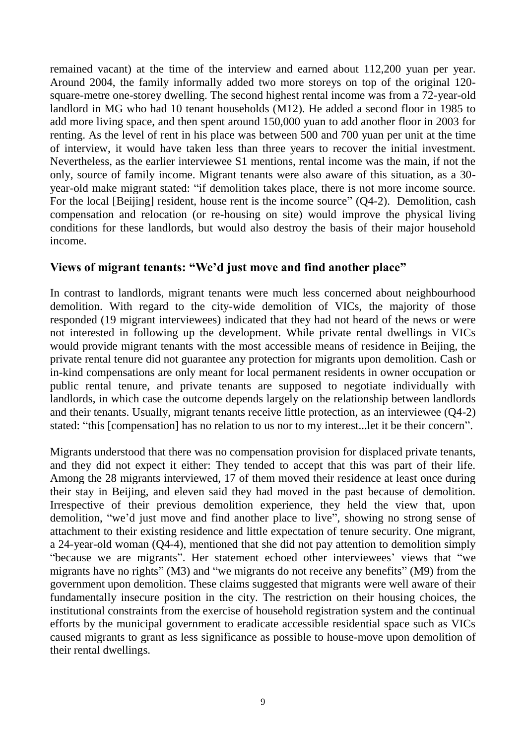remained vacant) at the time of the interview and earned about 112,200 yuan per year. Around 2004, the family informally added two more storeys on top of the original 120-square-metre one-storey dwelling. The second highest rental income was from a 72-year-old landlord in MG who had 10 tenant households (M12). He added a second floor in 1985 to add more living space, and then spent around 150,000 yuan to add another floor in 2003 for renting. As the level of rent in his place was between 500 and 700 yuan per unit at the time of interview, it would have taken less than three years to recover the initial investment. Nevertheless, as the earlier interviewee S1 mentions, rental income was the main, if not the only, source of family income. Migrant tenants were also aware of this situation, as a 30-year-old make migrant stated: "if demolition takes place, there is not more income source. For the local [Beijing] resident, house rent is the income source" (Q4-2). Demolition, cash compensation and relocation (or re-housing on site) would improve the physical living conditions for these landlords, but would also destroy the basis of their major household income.

## Views of migrant tenants: "We'd just move and find another place"

In contrast to landlords, migrant tenants were much less concerned about neighbourhood demolition. With regard to the city-wide demolition of VICs, the majority of those responded (19 migrant interviewees) indicated that they had not heard of the news or were not interested in following up the development. While private rental dwellings in VICs would provide migrant tenants with the most accessible means of residence in Beijing, the private rental tenure did not guarantee any protection for migrants upon demolition. Cash or in-kind compensations are only meant for local permanent residents in owner occupation or public rental tenure, and private tenants are supposed to negotiate individually with landlords, in which case the outcome depends largely on the relationship between landlords and their tenants. Usually, migrant tenants receive little protection, as an interviewee (Q4-2) stated: "this [compensation] has no relation to us nor to my interest...let it be their concern".

Migrants understood that there was no compensation provision for displaced private tenants, and they did not expect it either: They tended to accept that this was part of their life. Among the 28 migrants interviewed, 17 of them moved their residence at least once during their stay in Beijing, and eleven said they had moved in the past because of demolition. Irrespective of their previous demolition experience, they held the view that, upon demolition, "we'd just move and find another place to live", showing no strong sense of attachment to their existing residence and little expectation of tenure security. One migrant, a 24-year-old woman (Q4-4), mentioned that she did not pay attention to demolition simply "because we are migrants". Her statement echoed other interviewees' views that "we migrants have no rights" (M3) and "we migrants do not receive any benefits" (M9) from the government upon demolition. These claims suggested that migrants were well aware of their fundamentally insecure position in the city. The restriction on their housing choices, the institutional constraints from the exercise of household registration system and the continual efforts by the municipal government to eradicate accessible residential space such as VICs caused migrants to grant as less significance as possible to house-move upon demolition of their rental dwellings.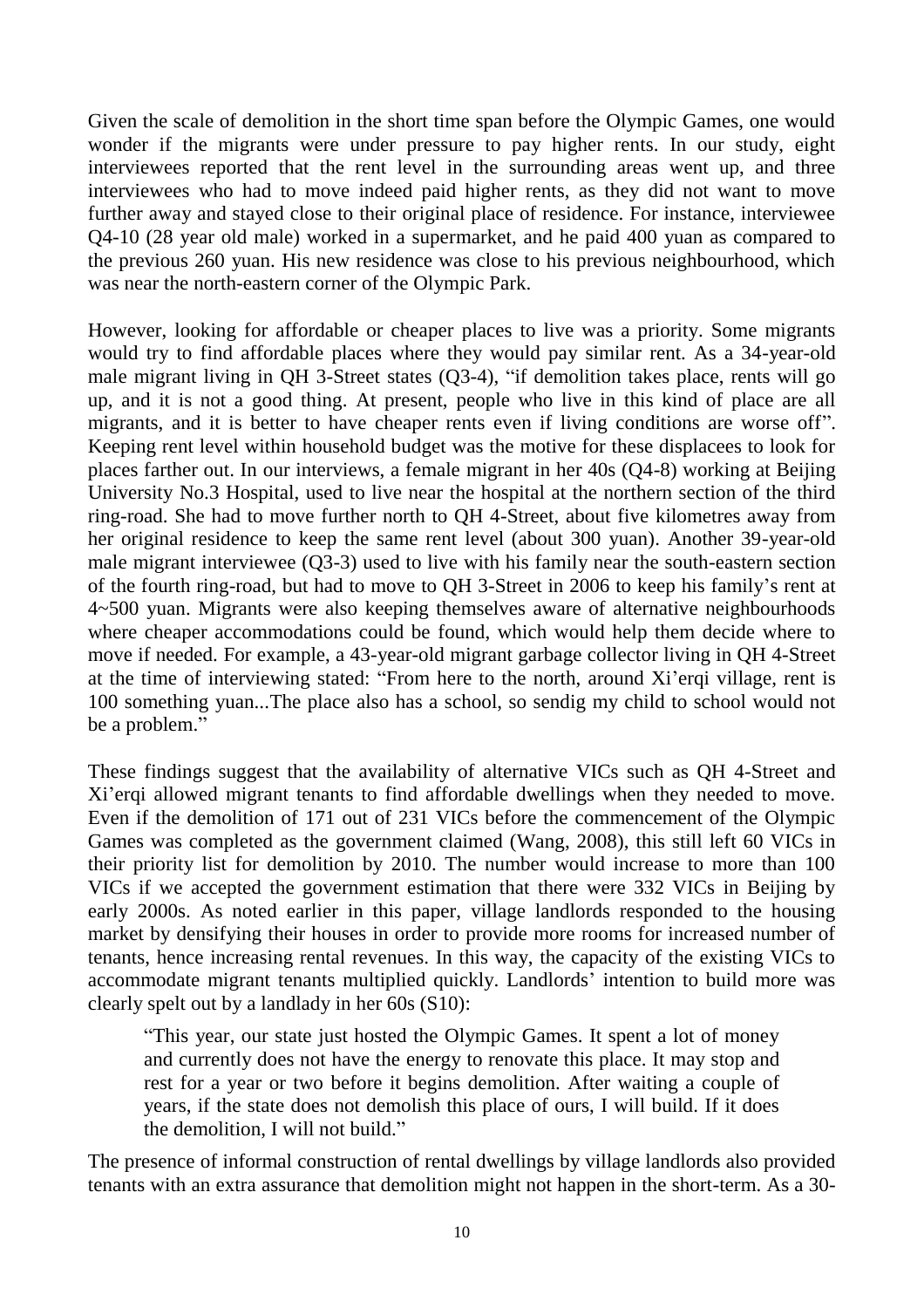Given the scale of demolition in the short time span before the Olympic Games, one would wonder if the migrants were under pressure to pay higher rents. In our study, eight interviewees reported that the rent level in the surrounding areas went up, and three interviewees who had to move indeed paid higher rents, as they did not want to move further away and stayed close to their original place of residence. For instance, interviewee Q4-10 (28 year old male) worked in a supermarket, and he paid 400 yuan as compared to the previous 260 yuan. His new residence was close to his previous neighbourhood, which was near the north-eastern corner of the Olympic Park.

However, looking for affordable or cheaper places to live was a priority. Some migrants would try to find affordable places where they would pay similar rent. As a 34-year-old male migrant living in QH 3-Street states (Q3-4), "if demolition takes place, rents will go up, and it is not a good thing. At present, people who live in this kind of place are all migrants, and it is better to have cheaper rents even if living conditions are worse off". Keeping rent level within household budget was the motive for these displacees to look for places farther out. In our interviews, a female migrant in her 40s (Q4-8) working at Beijing University No.3 Hospital, used to live near the hospital at the northern section of the third ring-road. She had to move further north to QH 4-Street, about five kilometres away from her original residence to keep the same rent level (about 300 yuan). Another 39-year-old male migrant interviewee (Q3-3) used to live with his family near the south-eastern section of the fourth ring-road, but had to move to QH 3-Street in 2006 to keep his family's rent at 4~500 yuan. Migrants were also keeping themselves aware of alternative neighbourhoods where cheaper accommodations could be found, which would help them decide where to move if needed. For example, a 43-year-old migrant garbage collector living in QH 4-Street at the time of interviewing stated: "From here to the north, around Xi'erqi village, rent is 100 something yuan...The place also has a school, so sendig my child to school would not be a problem."

These findings suggest that the availability of alternative VICs such as QH 4-Street and Xi'erqi allowed migrant tenants to find affordable dwellings when they needed to move. Even if the demolition of 171 out of 231 VICs before the commencement of the Olympic Games was completed as the government claimed (Wang, 2008), this still left 60 VICs in their priority list for demolition by 2010. The number would increase to more than 100 VICs if we accepted the government estimation that there were 332 VICs in Beijing by early 2000s. As noted earlier in this paper, village landlords responded to the housing market by densifying their houses in order to provide more rooms for increased number of tenants, hence increasing rental revenues. In this way, the capacity of the existing VICs to accommodate migrant tenants multiplied quickly. Landlords' intention to build more was clearly spelt out by a landlady in her 60s (S10):

> "This year, our state just hosted the Olympic Games. It spent a lot of money and currently does not have the energy to renovate this place. It may stop and rest for a year or two before it begins demolition. After waiting a couple of years, if the state does not demolish this place of ours, I will build. If it does the demolition, I will not build."

The presence of informal construction of rental dwellings by village landlords also provided tenants with an extra assurance that demolition might not happen in the short-term. As a 30-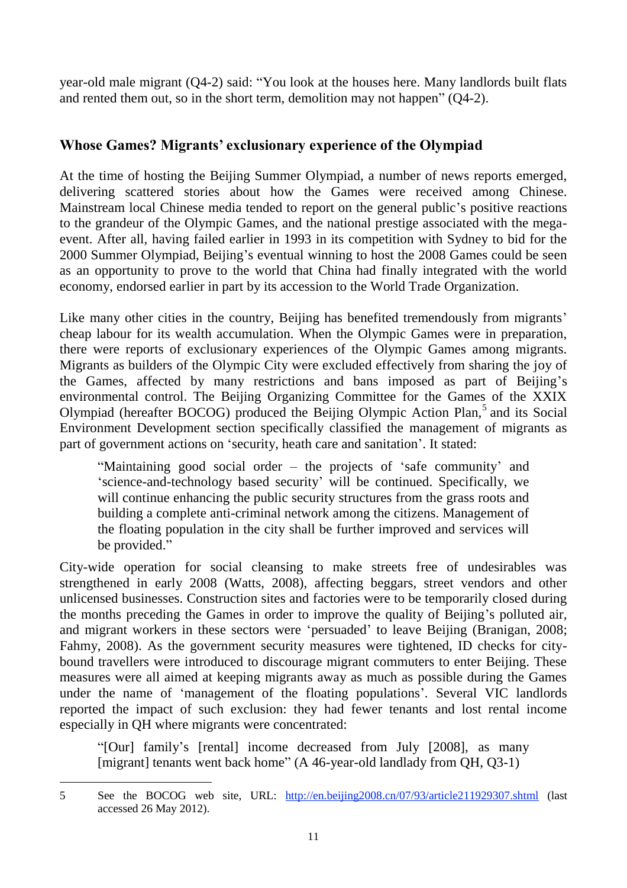year-old male migrant (Q4-2) said: "You look at the houses here. Many landlords built flats and rented them out, so in the short term, demolition may not happen" (Q4-2).

## Whose Games? Migrants' exclusionary experience of the Olympiad

At the time of hosting the Beijing Summer Olympiad, a number of news reports emerged, delivering scattered stories about how the Games were received among Chinese. Mainstream local Chinese media tended to report on the general public's positive reactions to the grandeur of the Olympic Games, and the national prestige associated with the mega-event. After all, having failed earlier in 1993 in its competition with Sydney to bid for the 2000 Summer Olympiad, Beijing's eventual winning to host the 2008 Games could be seen as an opportunity to prove to the world that China had finally integrated with the world economy, endorsed earlier in part by its accession to the World Trade Organization.

Like many other cities in the country, Beijing has benefited tremendously from migrants' cheap labour for its wealth accumulation. When the Olympic Games were in preparation, there were reports of exclusionary experiences of the Olympic Games among migrants. Migrants as builders of the Olympic City were excluded effectively from sharing the joy of the Games, affected by many restrictions and bans imposed as part of Beijing's environmental control. The Beijing Organizing Committee for the Games of the XXIX Olympiad (hereafter BOCOG) produced the Beijing Olympic Action Plan,[5] and its Social Environment Development section specifically classified the management of migrants as part of government actions on 'security, heath care and sanitation'. It stated:

> "Maintaining good social order – the projects of 'safe community' and 'science-and-technology based security' will be continued. Specifically, we will continue enhancing the public security structures from the grass roots and building a complete anti-criminal network among the citizens. Management of the floating population in the city shall be further improved and services will be provided."

City-wide operation for social cleansing to make streets free of undesirables was strengthened in early 2008 (Watts, 2008), affecting beggars, street vendors and other unlicensed businesses. Construction sites and factories were to be temporarily closed during the months preceding the Games in order to improve the quality of Beijing's polluted air, and migrant workers in these sectors were 'persuaded' to leave Beijing (Branigan, 2008; Fahmy, 2008). As the government security measures were tightened, ID checks for city-bound travellers were introduced to discourage migrant commuters to enter Beijing. These measures were all aimed at keeping migrants away as much as possible during the Games under the name of 'management of the floating populations'. Several VIC landlords reported the impact of such exclusion: they had fewer tenants and lost rental income especially in QH where migrants were concentrated:

> "[Our] family's [rental] income decreased from July [2008], as many [migrant] tenants went back home" (A 46-year-old landlady from QH, Q3-1)

---

5 See the BOCOG web site, URL: http://en.beijing2008.cn/07/93/article211929307.shtml (last accessed 26 May 2012).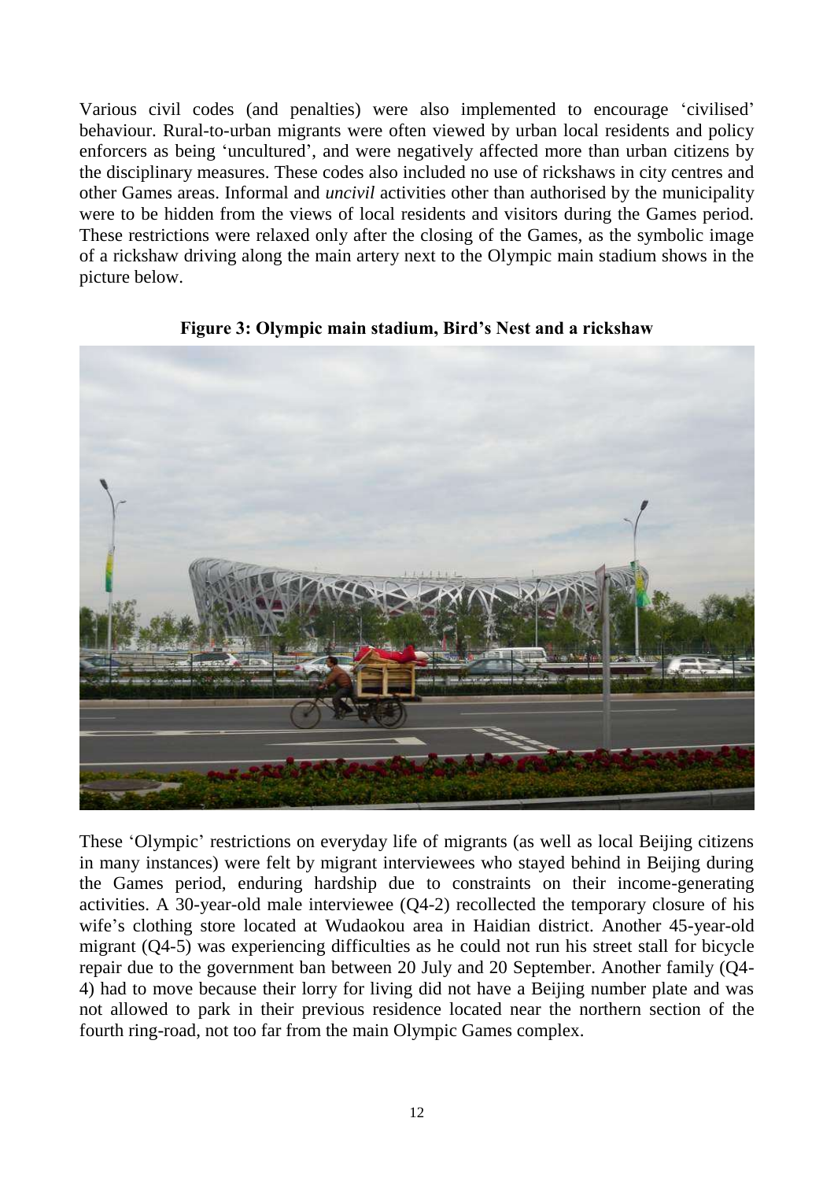Various civil codes (and penalties) were also implemented to encourage 'civilised' behaviour. Rural-to-urban migrants were often viewed by urban local residents and policy enforcers as being 'uncultured', and were negatively affected more than urban citizens by the disciplinary measures. These codes also included no use of rickshaws in city centres and other Games areas. Informal and *uncivil* activities other than authorised by the municipality were to be hidden from the views of local residents and visitors during the Games period. These restrictions were relaxed only after the closing of the Games, as the symbolic image of a rickshaw driving along the main artery next to the Olympic main stadium shows in the picture below.

**Figure 3: Olympic main stadium, Bird's Nest and a rickshaw**

These 'Olympic' restrictions on everyday life of migrants (as well as local Beijing citizens in many instances) were felt by migrant interviewees who stayed behind in Beijing during the Games period, enduring hardship due to constraints on their income-generating activities. A 30-year-old male interviewee (Q4-2) recollected the temporary closure of his wife's clothing store located at Wudaokou area in Haidian district. Another 45-year-old migrant (Q4-5) was experiencing difficulties as he could not run his street stall for bicycle repair due to the government ban between 20 July and 20 September. Another family (Q4-4) had to move because their lorry for living did not have a Beijing number plate and was not allowed to park in their previous residence located near the northern section of the fourth ring-road, not too far from the main Olympic Games complex.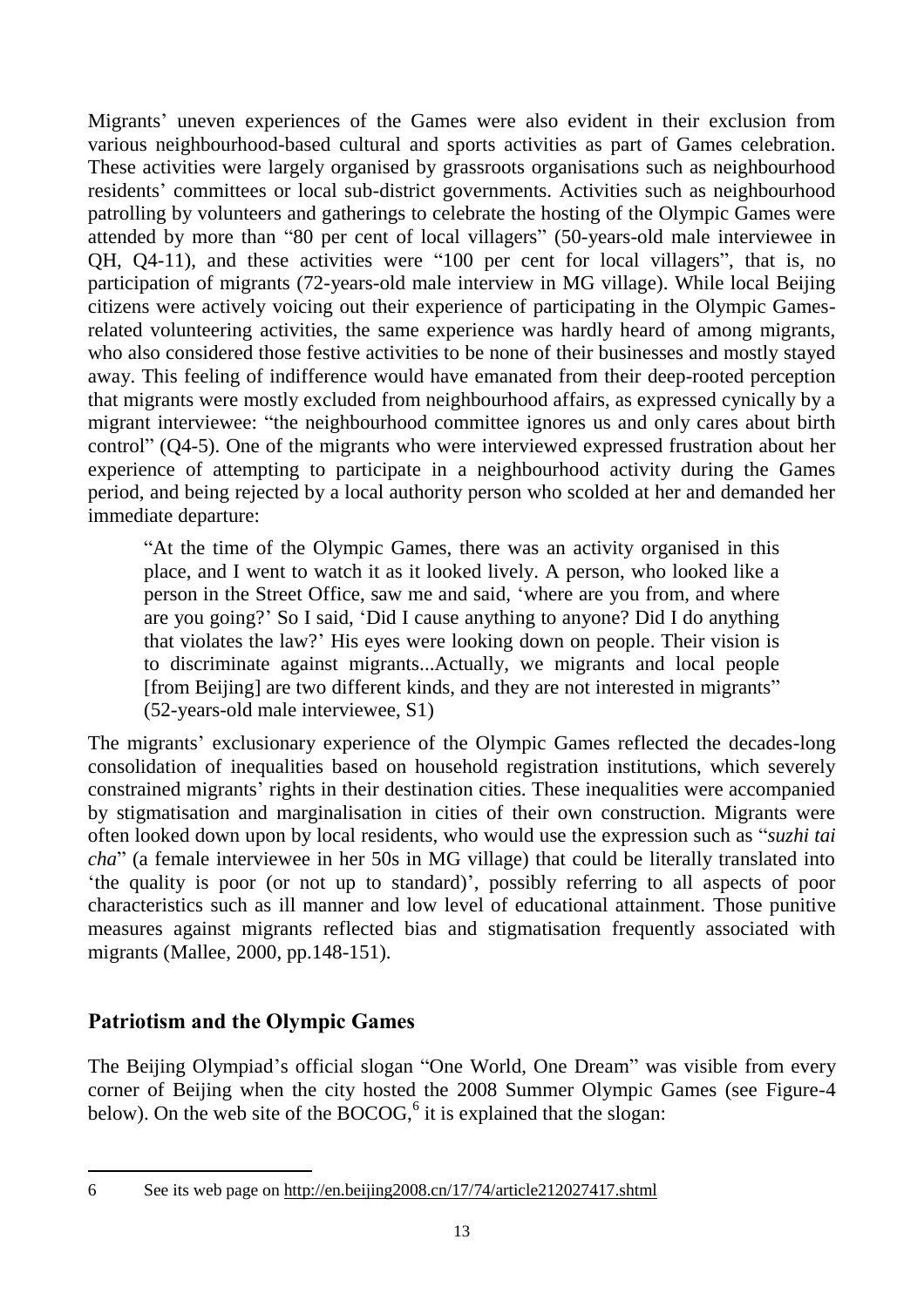Migrants' uneven experiences of the Games were also evident in their exclusion from various neighbourhood-based cultural and sports activities as part of Games celebration. These activities were largely organised by grassroots organisations such as neighbourhood residents' committees or local sub-district governments. Activities such as neighbourhood patrolling by volunteers and gatherings to celebrate the hosting of the Olympic Games were attended by more than "80 per cent of local villagers" (50-years-old male interviewee in QH, Q4-11), and these activities were "100 per cent for local villagers", that is, no participation of migrants (72-years-old male interview in MG village). While local Beijing citizens were actively voicing out their experience of participating in the Olympic Games-related volunteering activities, the same experience was hardly heard of among migrants, who also considered those festive activities to be none of their businesses and mostly stayed away. This feeling of indifference would have emanated from their deep-rooted perception that migrants were mostly excluded from neighbourhood affairs, as expressed cynically by a migrant interviewee: "the neighbourhood committee ignores us and only cares about birth control" (Q4-5). One of the migrants who were interviewed expressed frustration about her experience of attempting to participate in a neighbourhood activity during the Games period, and being rejected by a local authority person who scolded at her and demanded her immediate departure:

> "At the time of the Olympic Games, there was an activity organised in this place, and I went to watch it as it looked lively. A person, who looked like a person in the Street Office, saw me and said, 'where are you from, and where are you going?' So I said, 'Did I cause anything to anyone? Did I do anything that violates the law?' His eyes were looking down on people. Their vision is to discriminate against migrants...Actually, we migrants and local people [from Beijing] are two different kinds, and they are not interested in migrants" (52-years-old male interviewee, S1)

The migrants' exclusionary experience of the Olympic Games reflected the decades-long consolidation of inequalities based on household registration institutions, which severely constrained migrants' rights in their destination cities. These inequalities were accompanied by stigmatisation and marginalisation in cities of their own construction. Migrants were often looked down upon by local residents, who would use the expression such as "*suzhi tai cha*" (a female interviewee in her 50s in MG village) that could be literally translated into 'the quality is poor (or not up to standard)', possibly referring to all aspects of poor characteristics such as ill manner and low level of educational attainment. Those punitive measures against migrants reflected bias and stigmatisation frequently associated with migrants (Mallee, 2000, pp.148-151).

## Patriotism and the Olympic Games

The Beijing Olympiad's official slogan "One World, One Dream" was visible from every corner of Beijing when the city hosted the 2008 Summer Olympic Games (see Figure-4 below). On the web site of the BOCOG,[6] it is explained that the slogan:

---

6 See its web page on http://en.beijing2008.cn/17/74/article212027417.shtml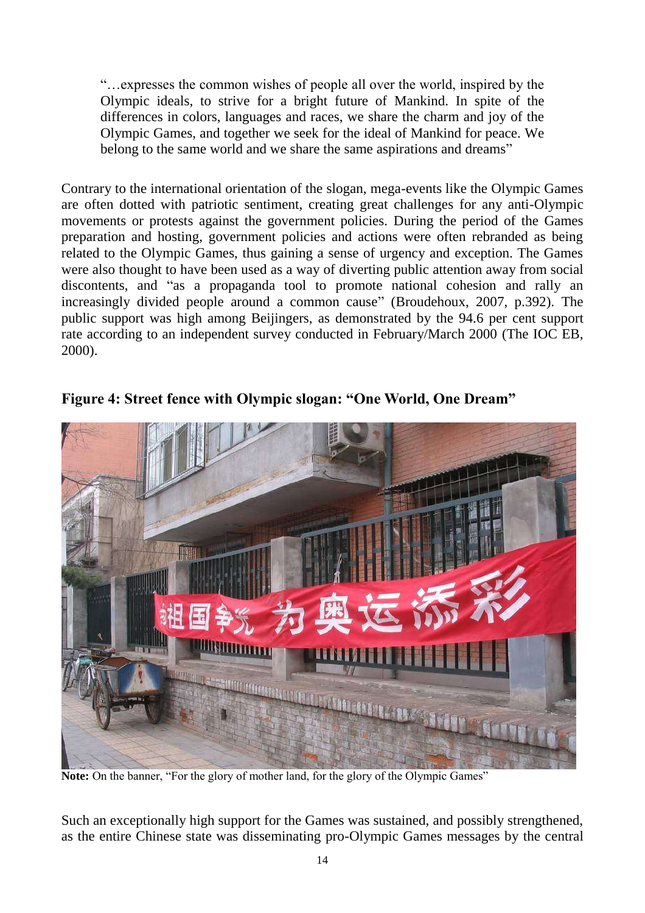"…expresses the common wishes of people all over the world, inspired by the Olympic ideals, to strive for a bright future of Mankind. In spite of the differences in colors, languages and races, we share the charm and joy of the Olympic Games, and together we seek for the ideal of Mankind for peace. We belong to the same world and we share the same aspirations and dreams"

Contrary to the international orientation of the slogan, mega-events like the Olympic Games are often dotted with patriotic sentiment, creating great challenges for any anti-Olympic movements or protests against the government policies. During the period of the Games preparation and hosting, government policies and actions were often rebranded as being related to the Olympic Games, thus gaining a sense of urgency and exception. The Games were also thought to have been used as a way of diverting public attention away from social discontents, and "as a propaganda tool to promote national cohesion and rally an increasingly divided people around a common cause" (Broudehoux, 2007, p.392). The public support was high among Beijingers, as demonstrated by the 94.6 per cent support rate according to an independent survey conducted in February/March 2000 (The IOC EB, 2000).

**Figure 4: Street fence with Olympic slogan: "One World, One Dream"**

**Note:** On the banner, "For the glory of mother land, for the glory of the Olympic Games"

Such an exceptionally high support for the Games was sustained, and possibly strengthened, as the entire Chinese state was disseminating pro-Olympic Games messages by the central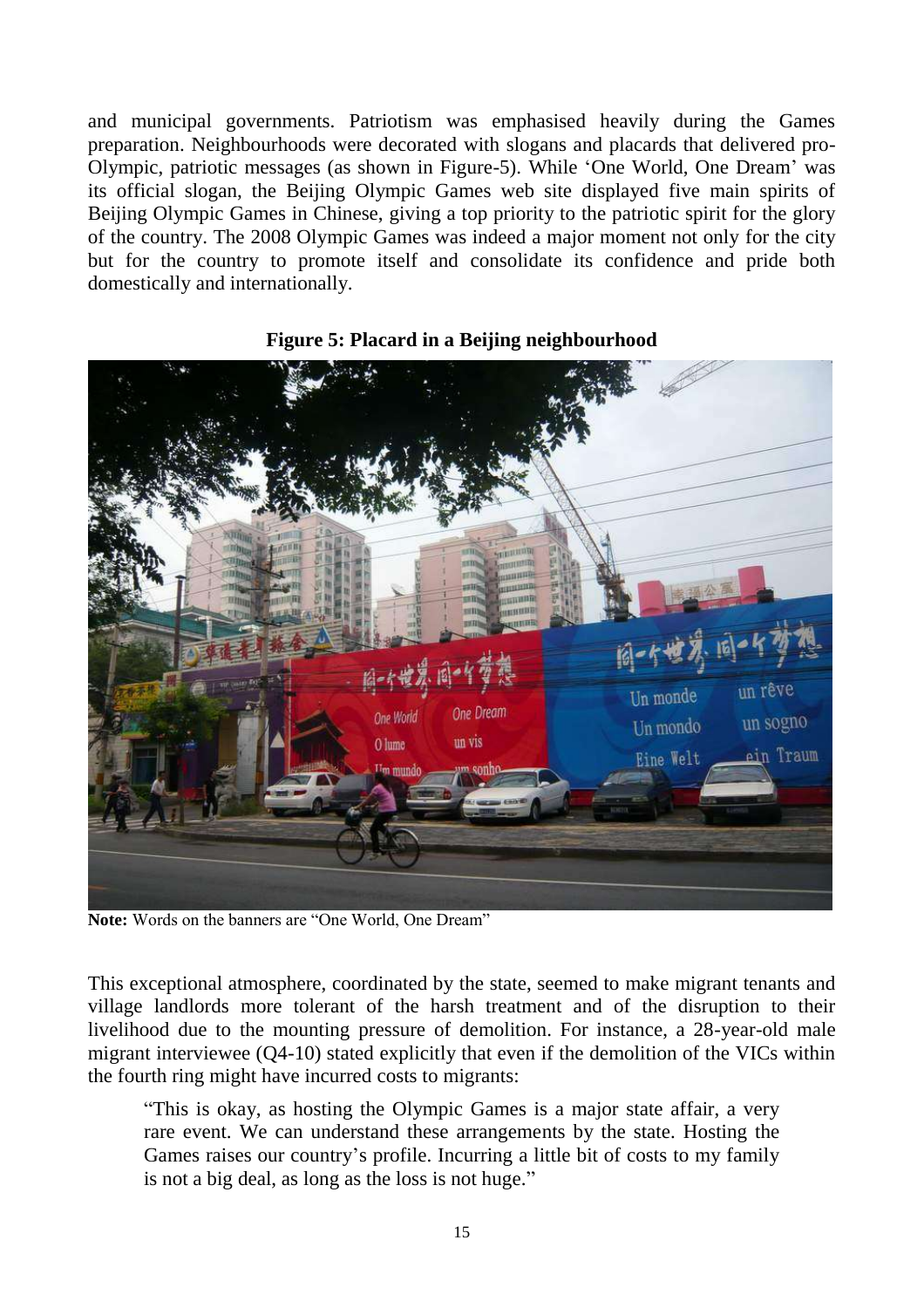and municipal governments. Patriotism was emphasised heavily during the Games preparation. Neighbourhoods were decorated with slogans and placards that delivered pro-Olympic, patriotic messages (as shown in Figure-5). While 'One World, One Dream' was its official slogan, the Beijing Olympic Games web site displayed five main spirits of Beijing Olympic Games in Chinese, giving a top priority to the patriotic spirit for the glory of the country. The 2008 Olympic Games was indeed a major moment not only for the city but for the country to promote itself and consolidate its confidence and pride both domestically and internationally.

**Figure 5: Placard in a Beijing neighbourhood**

**Note:** Words on the banners are "One World, One Dream"

This exceptional atmosphere, coordinated by the state, seemed to make migrant tenants and village landlords more tolerant of the harsh treatment and of the disruption to their livelihood due to the mounting pressure of demolition. For instance, a 28-year-old male migrant interviewee (Q4-10) stated explicitly that even if the demolition of the VICs within the fourth ring might have incurred costs to migrants:

> "This is okay, as hosting the Olympic Games is a major state affair, a very rare event. We can understand these arrangements by the state. Hosting the Games raises our country's profile. Incurring a little bit of costs to my family is not a big deal, as long as the loss is not huge."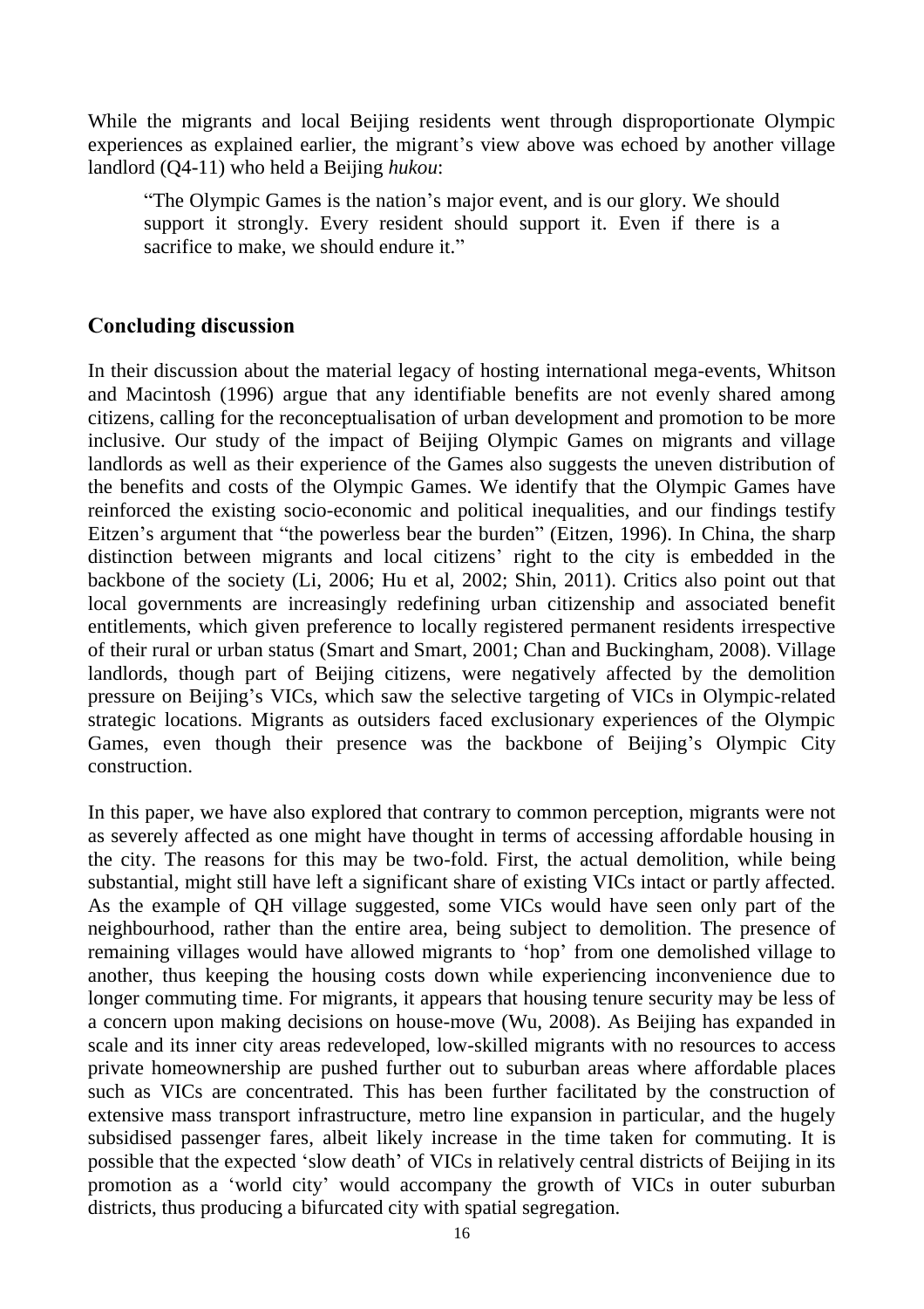While the migrants and local Beijing residents went through disproportionate Olympic experiences as explained earlier, the migrant's view above was echoed by another village landlord (Q4-11) who held a Beijing *hukou*:

> "The Olympic Games is the nation's major event, and is our glory. We should support it strongly. Every resident should support it. Even if there is a sacrifice to make, we should endure it."

## Concluding discussion

In their discussion about the material legacy of hosting international mega-events, Whitson and Macintosh (1996) argue that any identifiable benefits are not evenly shared among citizens, calling for the reconceptualisation of urban development and promotion to be more inclusive. Our study of the impact of Beijing Olympic Games on migrants and village landlords as well as their experience of the Games also suggests the uneven distribution of the benefits and costs of the Olympic Games. We identify that the Olympic Games have reinforced the existing socio-economic and political inequalities, and our findings testify Eitzen's argument that "the powerless bear the burden" (Eitzen, 1996). In China, the sharp distinction between migrants and local citizens' right to the city is embedded in the backbone of the society (Li, 2006; Hu et al, 2002; Shin, 2011). Critics also point out that local governments are increasingly redefining urban citizenship and associated benefit entitlements, which given preference to locally registered permanent residents irrespective of their rural or urban status (Smart and Smart, 2001; Chan and Buckingham, 2008). Village landlords, though part of Beijing citizens, were negatively affected by the demolition pressure on Beijing's VICs, which saw the selective targeting of VICs in Olympic-related strategic locations. Migrants as outsiders faced exclusionary experiences of the Olympic Games, even though their presence was the backbone of Beijing's Olympic City construction.

In this paper, we have also explored that contrary to common perception, migrants were not as severely affected as one might have thought in terms of accessing affordable housing in the city. The reasons for this may be two-fold. First, the actual demolition, while being substantial, might still have left a significant share of existing VICs intact or partly affected. As the example of QH village suggested, some VICs would have seen only part of the neighbourhood, rather than the entire area, being subject to demolition. The presence of remaining villages would have allowed migrants to 'hop' from one demolished village to another, thus keeping the housing costs down while experiencing inconvenience due to longer commuting time. For migrants, it appears that housing tenure security may be less of a concern upon making decisions on house-move (Wu, 2008). As Beijing has expanded in scale and its inner city areas redeveloped, low-skilled migrants with no resources to access private homeownership are pushed further out to suburban areas where affordable places such as VICs are concentrated. This has been further facilitated by the construction of extensive mass transport infrastructure, metro line expansion in particular, and the hugely subsidised passenger fares, albeit likely increase in the time taken for commuting. It is possible that the expected 'slow death' of VICs in relatively central districts of Beijing in its promotion as a 'world city' would accompany the growth of VICs in outer suburban districts, thus producing a bifurcated city with spatial segregation.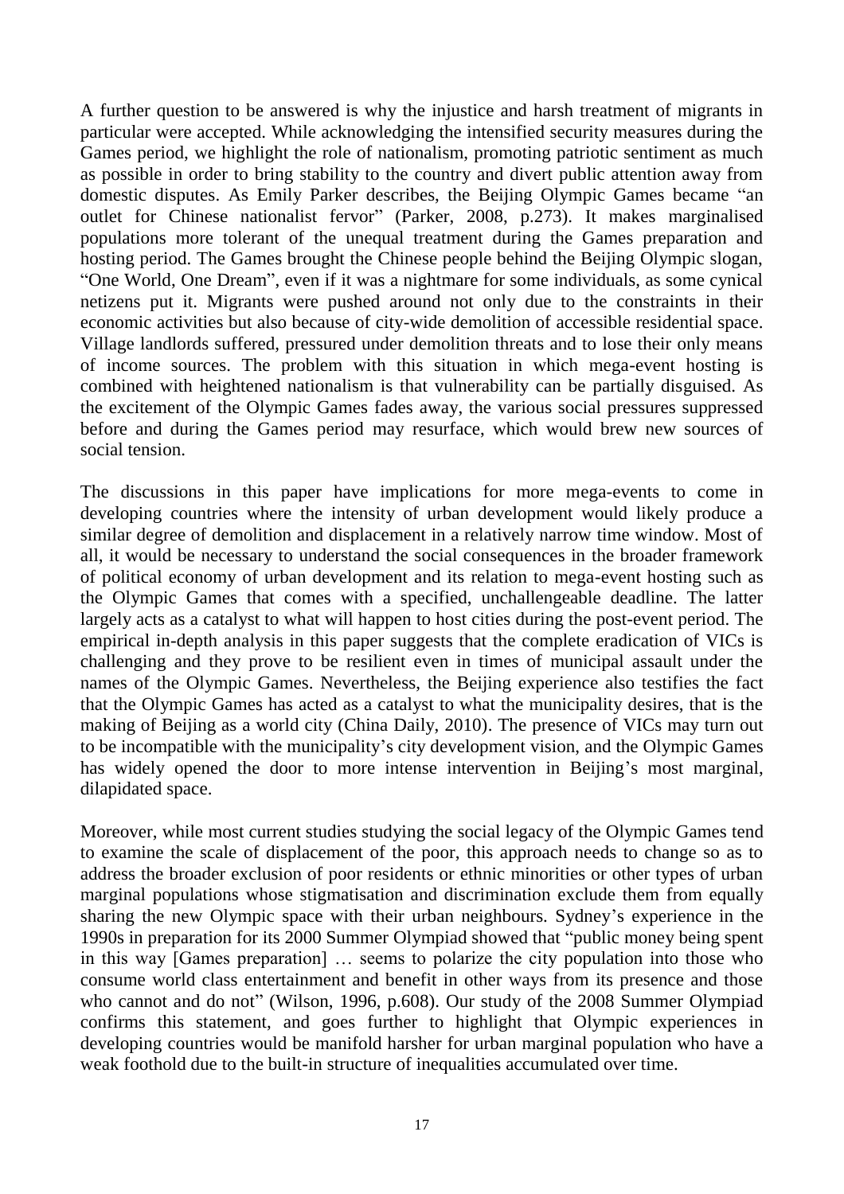A further question to be answered is why the injustice and harsh treatment of migrants in particular were accepted. While acknowledging the intensified security measures during the Games period, we highlight the role of nationalism, promoting patriotic sentiment as much as possible in order to bring stability to the country and divert public attention away from domestic disputes. As Emily Parker describes, the Beijing Olympic Games became "an outlet for Chinese nationalist fervor" (Parker, 2008, p.273). It makes marginalised populations more tolerant of the unequal treatment during the Games preparation and hosting period. The Games brought the Chinese people behind the Beijing Olympic slogan, "One World, One Dream", even if it was a nightmare for some individuals, as some cynical netizens put it. Migrants were pushed around not only due to the constraints in their economic activities but also because of city-wide demolition of accessible residential space. Village landlords suffered, pressured under demolition threats and to lose their only means of income sources. The problem with this situation in which mega-event hosting is combined with heightened nationalism is that vulnerability can be partially disguised. As the excitement of the Olympic Games fades away, the various social pressures suppressed before and during the Games period may resurface, which would brew new sources of social tension.

The discussions in this paper have implications for more mega-events to come in developing countries where the intensity of urban development would likely produce a similar degree of demolition and displacement in a relatively narrow time window. Most of all, it would be necessary to understand the social consequences in the broader framework of political economy of urban development and its relation to mega-event hosting such as the Olympic Games that comes with a specified, unchallengeable deadline. The latter largely acts as a catalyst to what will happen to host cities during the post-event period. The empirical in-depth analysis in this paper suggests that the complete eradication of VICs is challenging and they prove to be resilient even in times of municipal assault under the names of the Olympic Games. Nevertheless, the Beijing experience also testifies the fact that the Olympic Games has acted as a catalyst to what the municipality desires, that is the making of Beijing as a world city (China Daily, 2010). The presence of VICs may turn out to be incompatible with the municipality's city development vision, and the Olympic Games has widely opened the door to more intense intervention in Beijing's most marginal, dilapidated space.

Moreover, while most current studies studying the social legacy of the Olympic Games tend to examine the scale of displacement of the poor, this approach needs to change so as to address the broader exclusion of poor residents or ethnic minorities or other types of urban marginal populations whose stigmatisation and discrimination exclude them from equally sharing the new Olympic space with their urban neighbours. Sydney's experience in the 1990s in preparation for its 2000 Summer Olympiad showed that "public money being spent in this way [Games preparation] … seems to polarize the city population into those who consume world class entertainment and benefit in other ways from its presence and those who cannot and do not" (Wilson, 1996, p.608). Our study of the 2008 Summer Olympiad confirms this statement, and goes further to highlight that Olympic experiences in developing countries would be manifold harsher for urban marginal population who have a weak foothold due to the built-in structure of inequalities accumulated over time.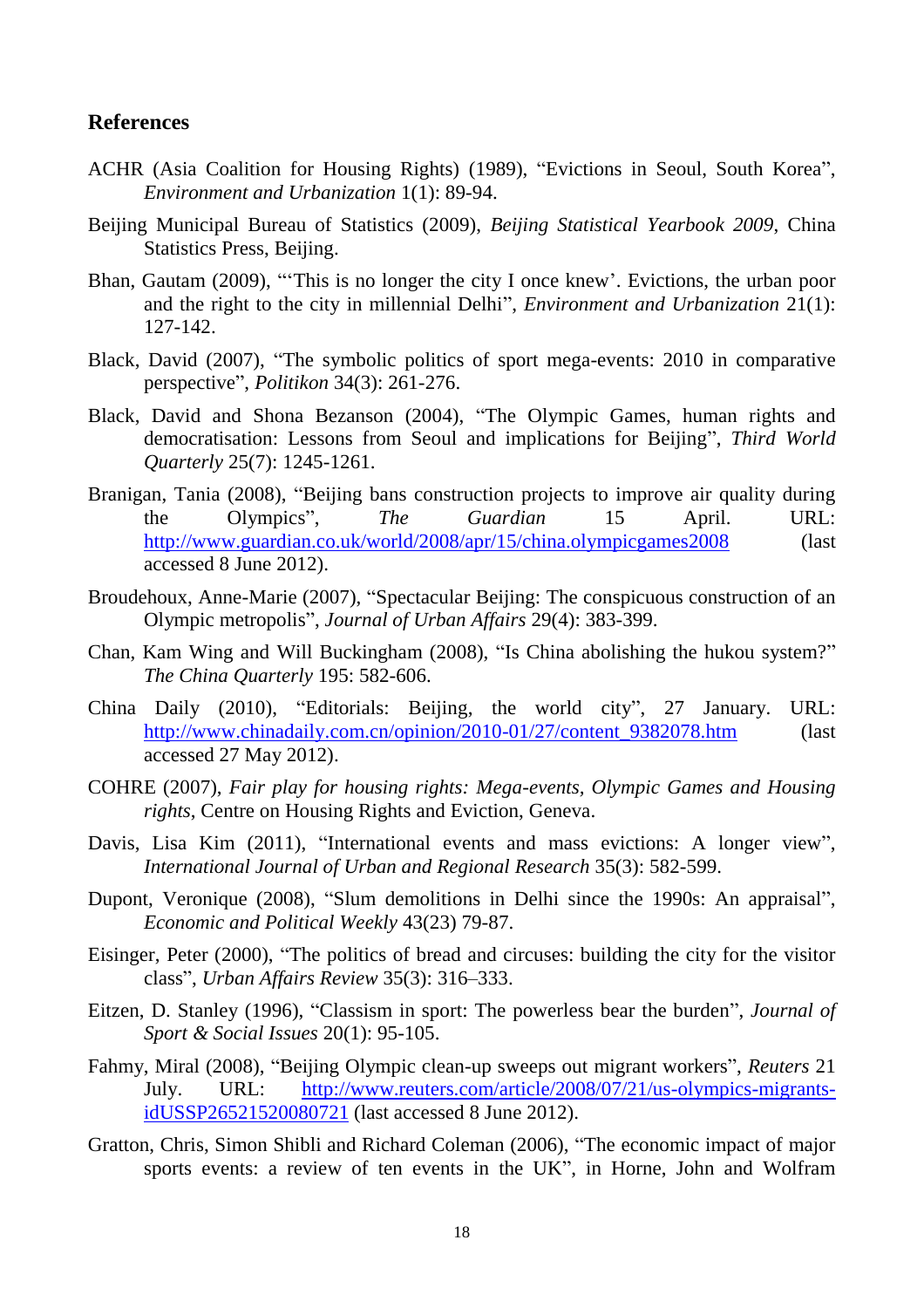## References

ACHR (Asia Coalition for Housing Rights) (1989), "Evictions in Seoul, South Korea", *Environment and Urbanization* 1(1): 89-94.

Beijing Municipal Bureau of Statistics (2009), *Beijing Statistical Yearbook 2009*, China Statistics Press, Beijing.

Bhan, Gautam (2009), "'This is no longer the city I once knew'. Evictions, the urban poor and the right to the city in millennial Delhi", *Environment and Urbanization* 21(1): 127-142.

Black, David (2007), "The symbolic politics of sport mega-events: 2010 in comparative perspective", *Politikon* 34(3): 261-276.

Black, David and Shona Bezanson (2004), "The Olympic Games, human rights and democratisation: Lessons from Seoul and implications for Beijing", *Third World Quarterly* 25(7): 1245-1261.

Branigan, Tania (2008), "Beijing bans construction projects to improve air quality during the Olympics", *The Guardian* 15 April. URL: http://www.guardian.co.uk/world/2008/apr/15/china.olympicgames2008 (last accessed 8 June 2012).

Broudehoux, Anne-Marie (2007), "Spectacular Beijing: The conspicuous construction of an Olympic metropolis", *Journal of Urban Affairs* 29(4): 383-399.

Chan, Kam Wing and Will Buckingham (2008), "Is China abolishing the hukou system?" *The China Quarterly* 195: 582-606.

China Daily (2010), "Editorials: Beijing, the world city", 27 January. URL: http://www.chinadaily.com.cn/opinion/2010-01/27/content_9382078.htm (last accessed 27 May 2012).

COHRE (2007), *Fair play for housing rights: Mega-events, Olympic Games and Housing rights*, Centre on Housing Rights and Eviction, Geneva.

Davis, Lisa Kim (2011), "International events and mass evictions: A longer view", *International Journal of Urban and Regional Research* 35(3): 582-599.

Dupont, Veronique (2008), "Slum demolitions in Delhi since the 1990s: An appraisal", *Economic and Political Weekly* 43(23) 79-87.

Eisinger, Peter (2000), "The politics of bread and circuses: building the city for the visitor class", *Urban Affairs Review* 35(3): 316–333.

Eitzen, D. Stanley (1996), "Classism in sport: The powerless bear the burden", *Journal of Sport & Social Issues* 20(1): 95-105.

Fahmy, Miral (2008), "Beijing Olympic clean-up sweeps out migrant workers", *Reuters* 21 July. URL: http://www.reuters.com/article/2008/07/21/us-olympics-migrants-idUSSP26521520080721 (last accessed 8 June 2012).

Gratton, Chris, Simon Shibli and Richard Coleman (2006), "The economic impact of major sports events: a review of ten events in the UK", in Horne, John and Wolfram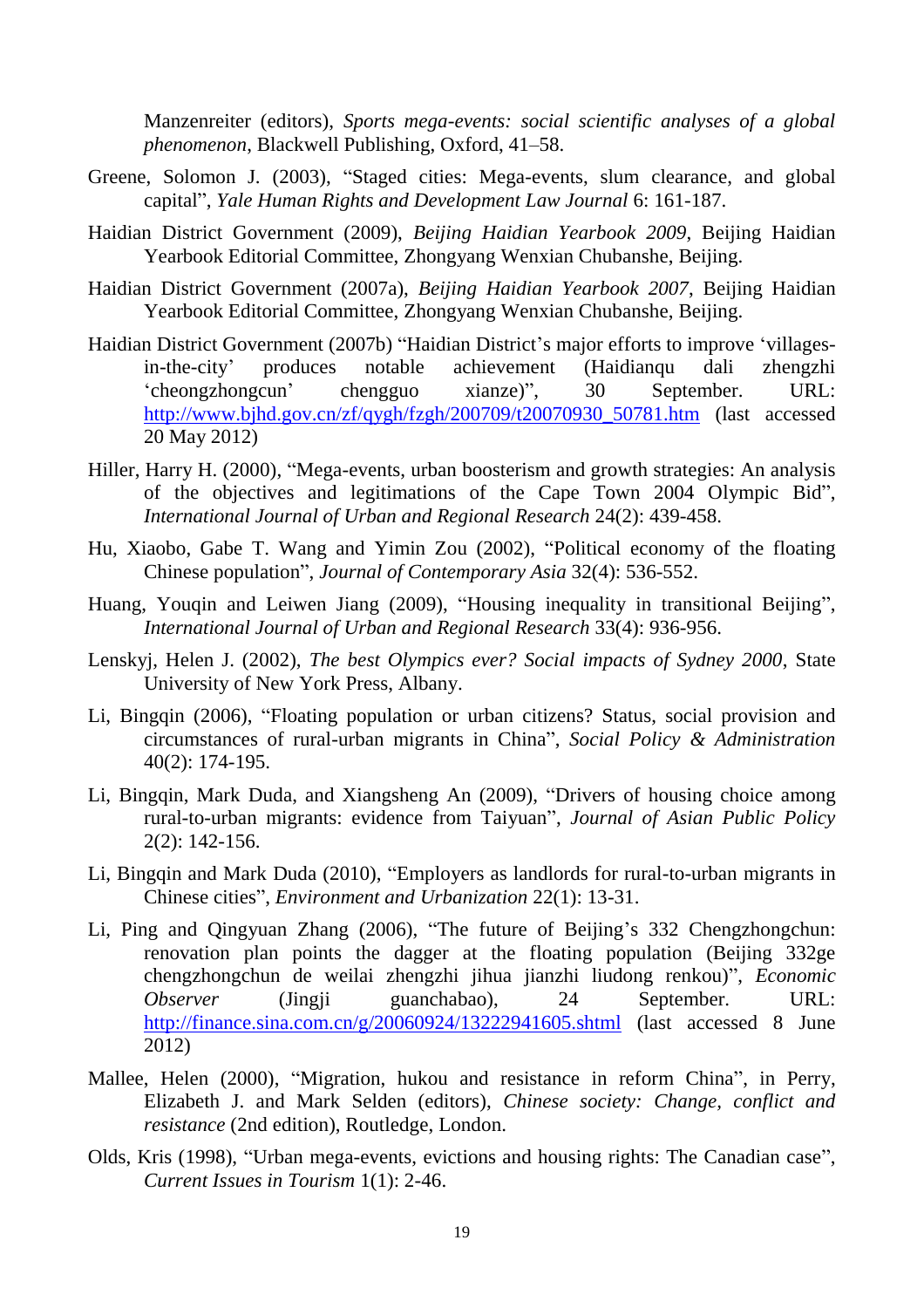Manzenreiter (editors), *Sports mega-events: social scientific analyses of a global phenomenon*, Blackwell Publishing, Oxford, 41–58.

Greene, Solomon J. (2003), "Staged cities: Mega-events, slum clearance, and global capital", *Yale Human Rights and Development Law Journal* 6: 161-187.

Haidian District Government (2009), *Beijing Haidian Yearbook 2009*, Beijing Haidian Yearbook Editorial Committee, Zhongyang Wenxian Chubanshe, Beijing.

Haidian District Government (2007a), *Beijing Haidian Yearbook 2007*, Beijing Haidian Yearbook Editorial Committee, Zhongyang Wenxian Chubanshe, Beijing.

Haidian District Government (2007b) "Haidian District's major efforts to improve 'villages-in-the-city' produces notable achievement (Haidianqu dali zhengzhi 'cheongzhongcun' chengguo xianze)", 30 September. URL: http://www.bjhd.gov.cn/zf/qygh/fzgh/200709/t20070930_50781.htm (last accessed 20 May 2012)

Hiller, Harry H. (2000), "Mega-events, urban boosterism and growth strategies: An analysis of the objectives and legitimations of the Cape Town 2004 Olympic Bid", *International Journal of Urban and Regional Research* 24(2): 439-458.

Hu, Xiaobo, Gabe T. Wang and Yimin Zou (2002), "Political economy of the floating Chinese population", *Journal of Contemporary Asia* 32(4): 536-552.

Huang, Youqin and Leiwen Jiang (2009), "Housing inequality in transitional Beijing", *International Journal of Urban and Regional Research* 33(4): 936-956.

Lenskyj, Helen J. (2002), *The best Olympics ever? Social impacts of Sydney 2000*, State University of New York Press, Albany.

Li, Bingqin (2006), "Floating population or urban citizens? Status, social provision and circumstances of rural-urban migrants in China", *Social Policy & Administration* 40(2): 174-195.

Li, Bingqin, Mark Duda, and Xiangsheng An (2009), "Drivers of housing choice among rural-to-urban migrants: evidence from Taiyuan", *Journal of Asian Public Policy* 2(2): 142-156.

Li, Bingqin and Mark Duda (2010), "Employers as landlords for rural-to-urban migrants in Chinese cities", *Environment and Urbanization* 22(1): 13-31.

Li, Ping and Qingyuan Zhang (2006), "The future of Beijing's 332 Chengzhongchun: renovation plan points the dagger at the floating population (Beijing 332ge chengzhongchun de weilai zhengzhi jihua jianzhi liudong renkou)", *Economic Observer* (Jingji guanchabao), 24 September. URL: http://finance.sina.com.cn/g/20060924/13222941605.shtml (last accessed 8 June 2012)

Mallee, Helen (2000), "Migration, hukou and resistance in reform China", in Perry, Elizabeth J. and Mark Selden (editors), *Chinese society: Change, conflict and resistance* (2nd edition), Routledge, London.

Olds, Kris (1998), "Urban mega-events, evictions and housing rights: The Canadian case", *Current Issues in Tourism* 1(1): 2-46.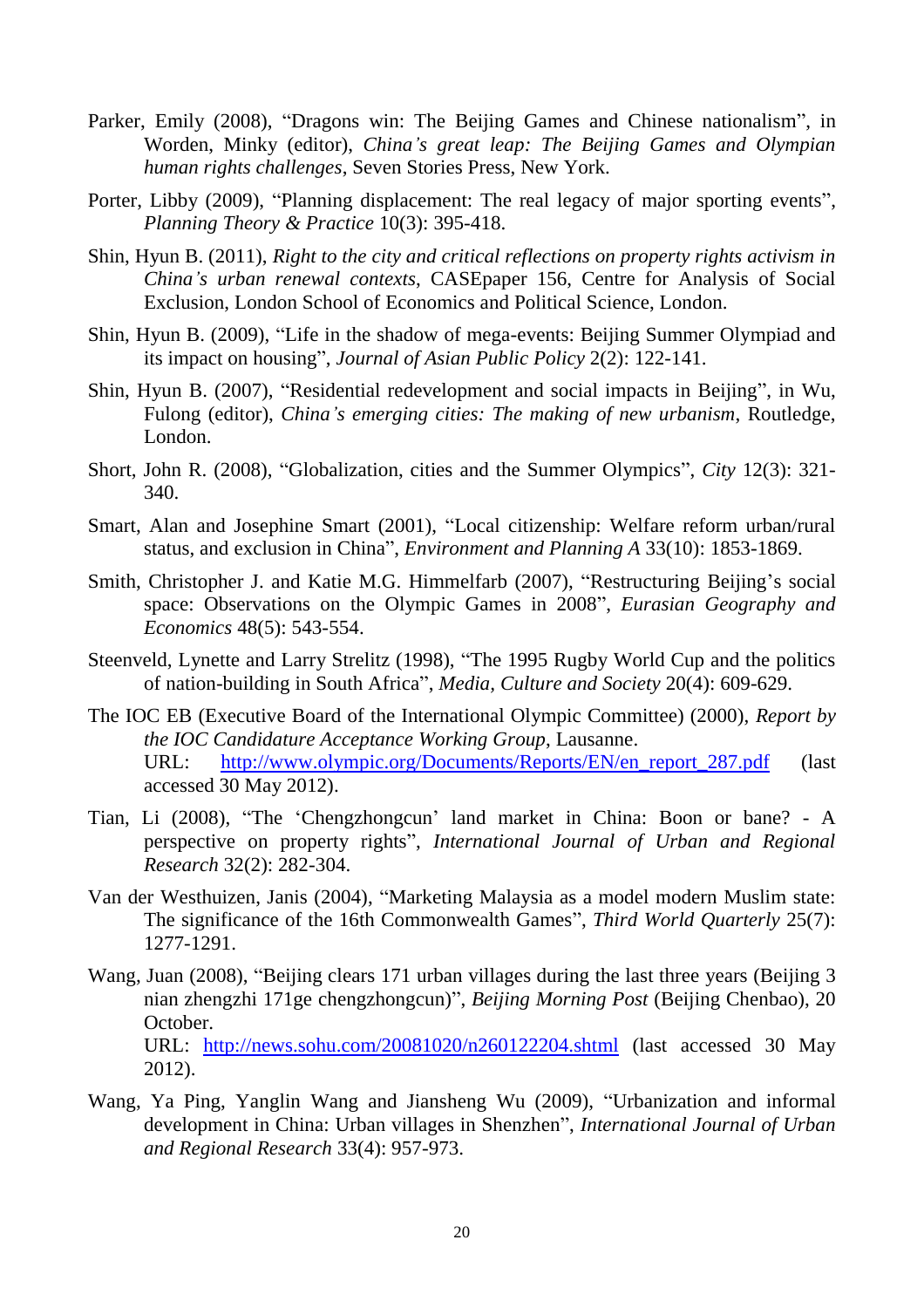Parker, Emily (2008), "Dragons win: The Beijing Games and Chinese nationalism", in Worden, Minky (editor), *China's great leap: The Beijing Games and Olympian human rights challenges*, Seven Stories Press, New York.

Porter, Libby (2009), "Planning displacement: The real legacy of major sporting events", *Planning Theory & Practice* 10(3): 395-418.

Shin, Hyun B. (2011), *Right to the city and critical reflections on property rights activism in China's urban renewal contexts*, CASEpaper 156, Centre for Analysis of Social Exclusion, London School of Economics and Political Science, London.

Shin, Hyun B. (2009), "Life in the shadow of mega-events: Beijing Summer Olympiad and its impact on housing", *Journal of Asian Public Policy* 2(2): 122-141.

Shin, Hyun B. (2007), "Residential redevelopment and social impacts in Beijing", in Wu, Fulong (editor), *China's emerging cities: The making of new urbanism*, Routledge, London.

Short, John R. (2008), "Globalization, cities and the Summer Olympics", *City* 12(3): 321-340.

Smart, Alan and Josephine Smart (2001), "Local citizenship: Welfare reform urban/rural status, and exclusion in China", *Environment and Planning A* 33(10): 1853-1869.

Smith, Christopher J. and Katie M.G. Himmelfarb (2007), "Restructuring Beijing's social space: Observations on the Olympic Games in 2008", *Eurasian Geography and Economics* 48(5): 543-554.

Steenveld, Lynette and Larry Strelitz (1998), "The 1995 Rugby World Cup and the politics of nation-building in South Africa", *Media, Culture and Society* 20(4): 609-629.

The IOC EB (Executive Board of the International Olympic Committee) (2000), *Report by the IOC Candidature Acceptance Working Group*, Lausanne.
URL: http://www.olympic.org/Documents/Reports/EN/en_report_287.pdf (last accessed 30 May 2012).

Tian, Li (2008), "The 'Chengzhongcun' land market in China: Boon or bane? - A perspective on property rights", *International Journal of Urban and Regional Research* 32(2): 282-304.

Van der Westhuizen, Janis (2004), "Marketing Malaysia as a model modern Muslim state: The significance of the 16th Commonwealth Games", *Third World Quarterly* 25(7): 1277-1291.

Wang, Juan (2008), "Beijing clears 171 urban villages during the last three years (Beijing 3 nian zhengzhi 171ge chengzhongcun)", *Beijing Morning Post* (Beijing Chenbao), 20 October.
URL: http://news.sohu.com/20081020/n260122204.shtml (last accessed 30 May 2012).

Wang, Ya Ping, Yanglin Wang and Jiansheng Wu (2009), "Urbanization and informal development in China: Urban villages in Shenzhen", *International Journal of Urban and Regional Research* 33(4): 957-973.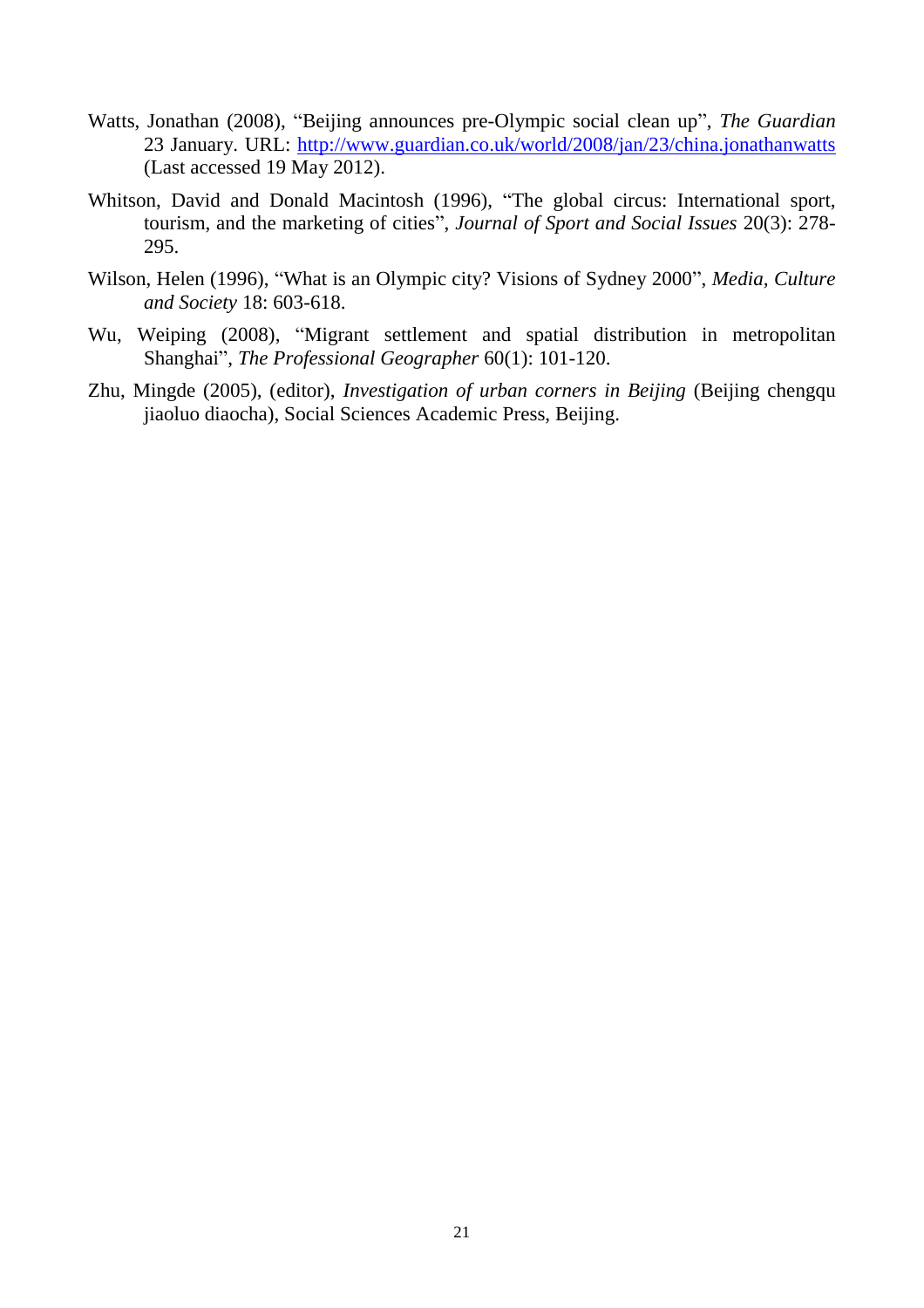Watts, Jonathan (2008), "Beijing announces pre-Olympic social clean up", *The Guardian* 23 January. URL: http://www.guardian.co.uk/world/2008/jan/23/china.jonathanwatts (Last accessed 19 May 2012).

Whitson, David and Donald Macintosh (1996), "The global circus: International sport, tourism, and the marketing of cities", *Journal of Sport and Social Issues* 20(3): 278-295.

Wilson, Helen (1996), "What is an Olympic city? Visions of Sydney 2000", *Media, Culture and Society* 18: 603-618.

Wu, Weiping (2008), "Migrant settlement and spatial distribution in metropolitan Shanghai", *The Professional Geographer* 60(1): 101-120.

Zhu, Mingde (2005), (editor), *Investigation of urban corners in Beijing* (Beijing chengqu jiaoluo diaocha), Social Sciences Academic Press, Beijing.